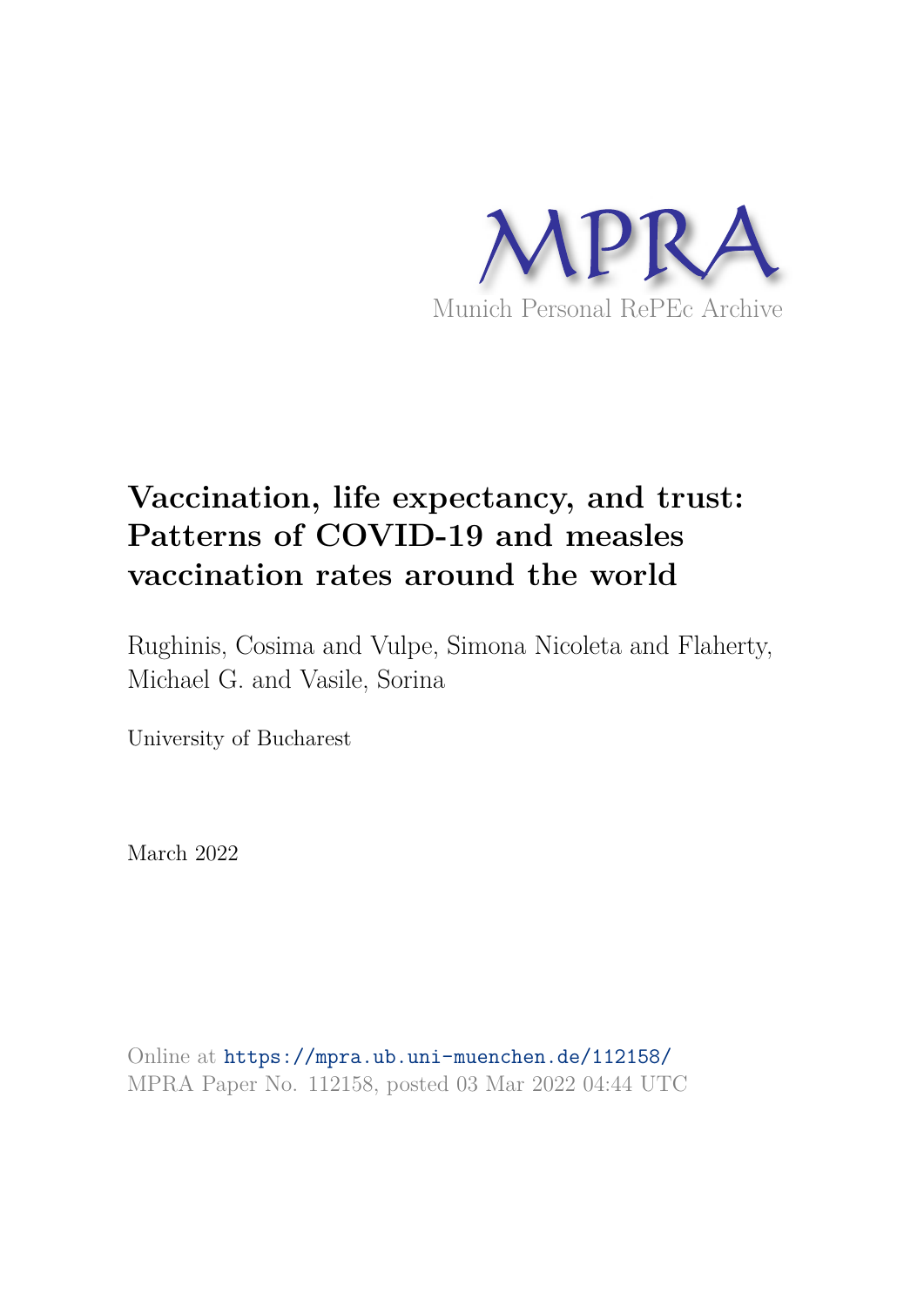MPRA

Munich Personal RePEc Archive

# Vaccination, life expectancy, and trust: Patterns of COVID-19 and measles vaccination rates around the world

Rughinis, Cosima and Vulpe, Simona Nicoleta and Flaherty, Michael G. and Vasile, Sorina

University of Bucharest

March 2022

Online at https://mpra.ub.uni-muenchen.de/112158/
MPRA Paper No. 112158, posted 03 Mar 2022 04:44 UTC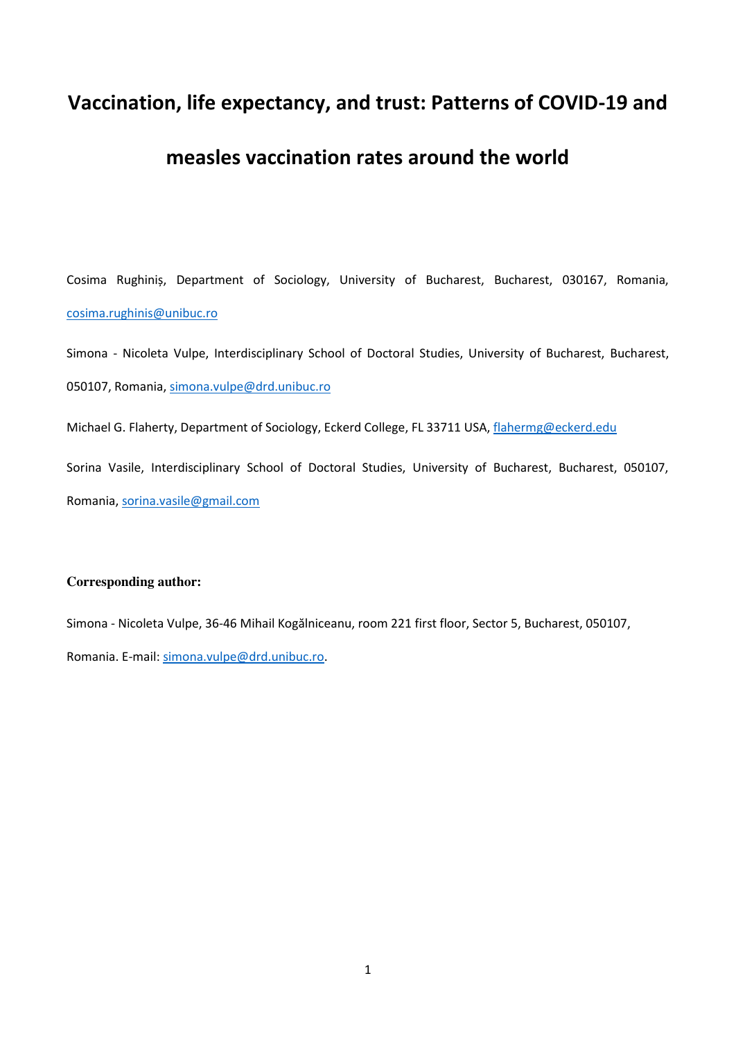# Vaccination, life expectancy, and trust: Patterns of COVID-19 and measles vaccination rates around the world

Cosima Rughiniș, Department of Sociology, University of Bucharest, Bucharest, 030167, Romania, cosima.rughinis@unibuc.ro

Simona - Nicoleta Vulpe, Interdisciplinary School of Doctoral Studies, University of Bucharest, Bucharest, 050107, Romania, simona.vulpe@drd.unibuc.ro

Michael G. Flaherty, Department of Sociology, Eckerd College, FL 33711 USA, flahermg@eckerd.edu

Sorina Vasile, Interdisciplinary School of Doctoral Studies, University of Bucharest, Bucharest, 050107, Romania, sorina.vasile@gmail.com

**Corresponding author:**

Simona - Nicoleta Vulpe, 36-46 Mihail Kogălniceanu, room 221 first floor, Sector 5, Bucharest, 050107, Romania. E-mail: simona.vulpe@drd.unibuc.ro.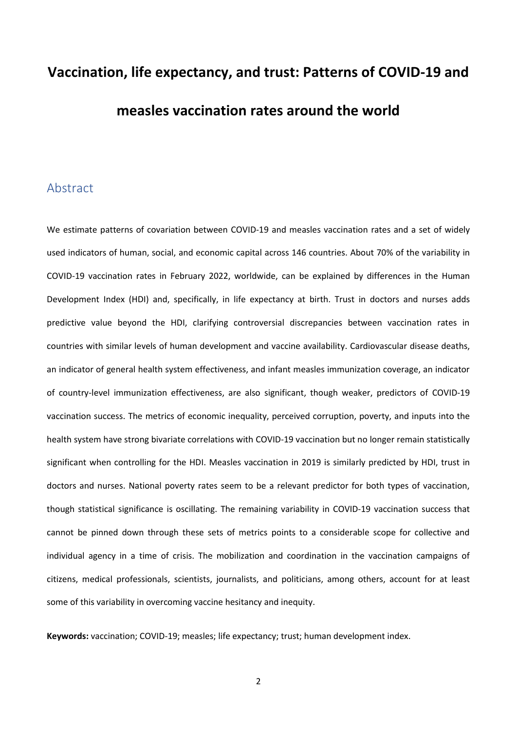# Vaccination, life expectancy, and trust: Patterns of COVID-19 and measles vaccination rates around the world

## Abstract

We estimate patterns of covariation between COVID-19 and measles vaccination rates and a set of widely used indicators of human, social, and economic capital across 146 countries. About 70% of the variability in COVID-19 vaccination rates in February 2022, worldwide, can be explained by differences in the Human Development Index (HDI) and, specifically, in life expectancy at birth. Trust in doctors and nurses adds predictive value beyond the HDI, clarifying controversial discrepancies between vaccination rates in countries with similar levels of human development and vaccine availability. Cardiovascular disease deaths, an indicator of general health system effectiveness, and infant measles immunization coverage, an indicator of country-level immunization effectiveness, are also significant, though weaker, predictors of COVID-19 vaccination success. The metrics of economic inequality, perceived corruption, poverty, and inputs into the health system have strong bivariate correlations with COVID-19 vaccination but no longer remain statistically significant when controlling for the HDI. Measles vaccination in 2019 is similarly predicted by HDI, trust in doctors and nurses. National poverty rates seem to be a relevant predictor for both types of vaccination, though statistical significance is oscillating. The remaining variability in COVID-19 vaccination success that cannot be pinned down through these sets of metrics points to a considerable scope for collective and individual agency in a time of crisis. The mobilization and coordination in the vaccination campaigns of citizens, medical professionals, scientists, journalists, and politicians, among others, account for at least some of this variability in overcoming vaccine hesitancy and inequity.

**Keywords:** vaccination; COVID-19; measles; life expectancy; trust; human development index.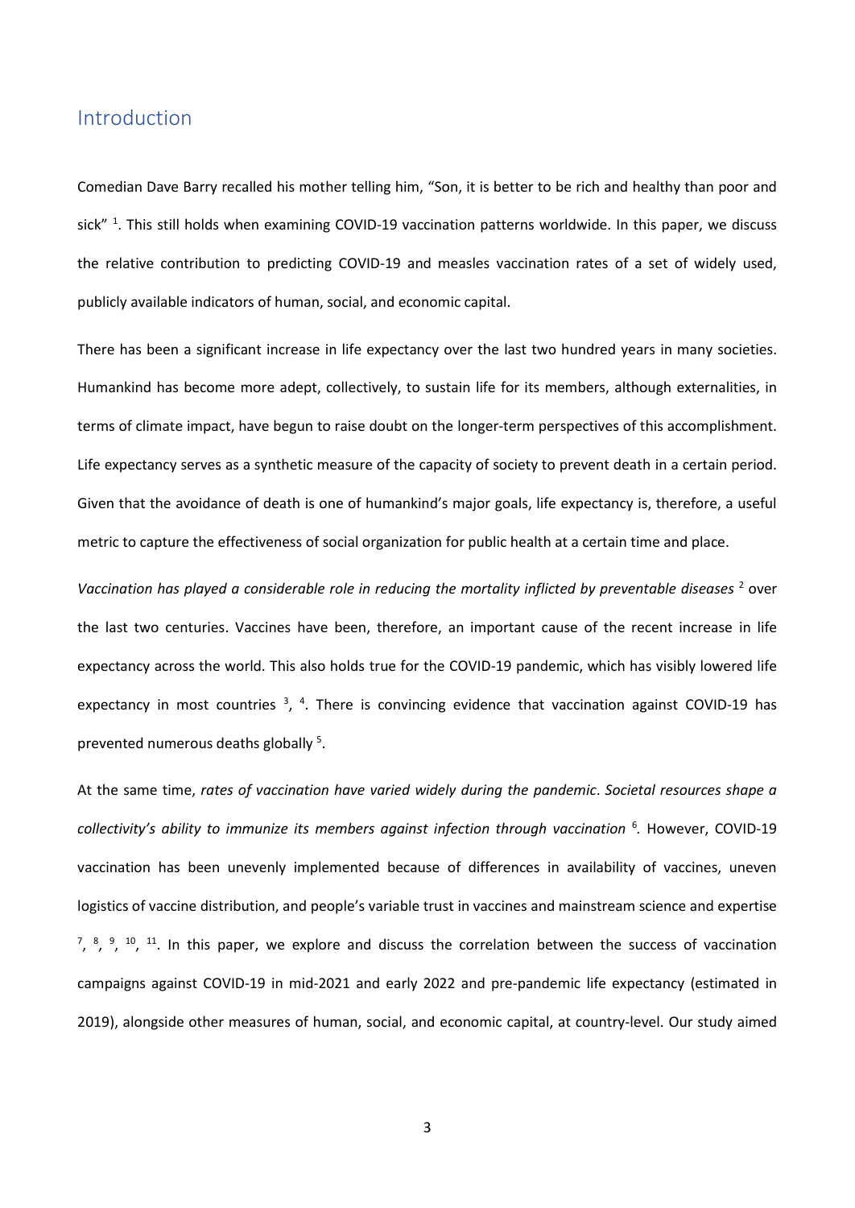## Introduction

Comedian Dave Barry recalled his mother telling him, "Son, it is better to be rich and healthy than poor and sick" [1]. This still holds when examining COVID-19 vaccination patterns worldwide. In this paper, we discuss the relative contribution to predicting COVID-19 and measles vaccination rates of a set of widely used, publicly available indicators of human, social, and economic capital.

There has been a significant increase in life expectancy over the last two hundred years in many societies. Humankind has become more adept, collectively, to sustain life for its members, although externalities, in terms of climate impact, have begun to raise doubt on the longer-term perspectives of this accomplishment. Life expectancy serves as a synthetic measure of the capacity of society to prevent death in a certain period. Given that the avoidance of death is one of humankind's major goals, life expectancy is, therefore, a useful metric to capture the effectiveness of social organization for public health at a certain time and place.

*Vaccination has played a considerable role in reducing the mortality inflicted by preventable diseases* [2] over the last two centuries. Vaccines have been, therefore, an important cause of the recent increase in life expectancy across the world. This also holds true for the COVID-19 pandemic, which has visibly lowered life expectancy in most countries [3], [4]. There is convincing evidence that vaccination against COVID-19 has prevented numerous deaths globally [5].

At the same time, *rates of vaccination have varied widely during the pandemic*. *Societal resources shape a collectivity's ability to immunize its members against infection through vaccination* [6]. However, COVID-19 vaccination has been unevenly implemented because of differences in availability of vaccines, uneven logistics of vaccine distribution, and people's variable trust in vaccines and mainstream science and expertise [7], [8], [9], [10], [11]. In this paper, we explore and discuss the correlation between the success of vaccination campaigns against COVID-19 in mid-2021 and early 2022 and pre-pandemic life expectancy (estimated in 2019), alongside other measures of human, social, and economic capital, at country-level. Our study aimed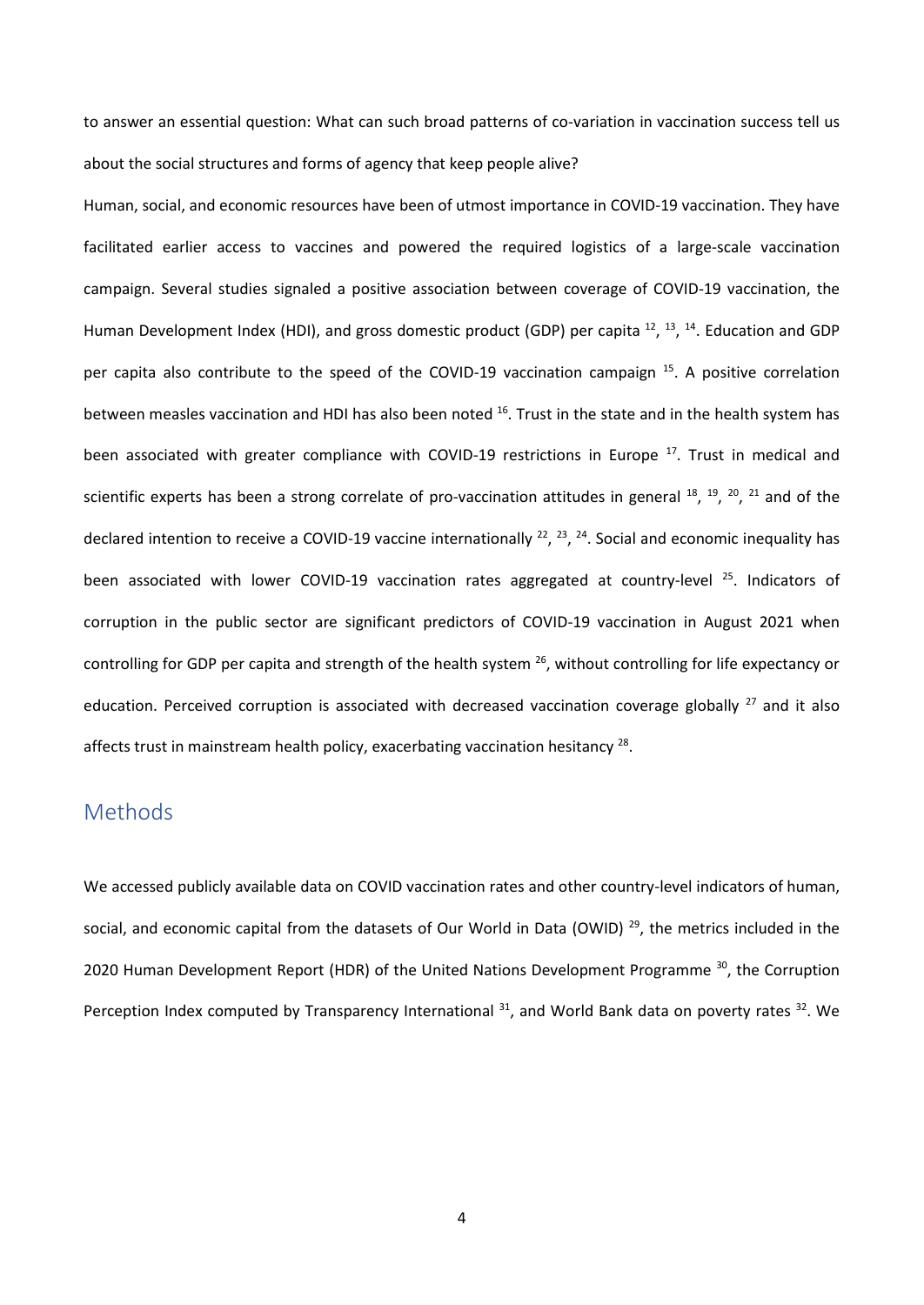to answer an essential question: What can such broad patterns of co-variation in vaccination success tell us about the social structures and forms of agency that keep people alive?

Human, social, and economic resources have been of utmost importance in COVID-19 vaccination. They have facilitated earlier access to vaccines and powered the required logistics of a large-scale vaccination campaign. Several studies signaled a positive association between coverage of COVID-19 vaccination, the Human Development Index (HDI), and gross domestic product (GDP) per capita [12], [13], [14]. Education and GDP per capita also contribute to the speed of the COVID-19 vaccination campaign [15]. A positive correlation between measles vaccination and HDI has also been noted [16]. Trust in the state and in the health system has been associated with greater compliance with COVID-19 restrictions in Europe [17]. Trust in medical and scientific experts has been a strong correlate of pro-vaccination attitudes in general [18], [19], [20], [21] and of the declared intention to receive a COVID-19 vaccine internationally [22], [23], [24]. Social and economic inequality has been associated with lower COVID-19 vaccination rates aggregated at country-level [25]. Indicators of corruption in the public sector are significant predictors of COVID-19 vaccination in August 2021 when controlling for GDP per capita and strength of the health system [26], without controlling for life expectancy or education. Perceived corruption is associated with decreased vaccination coverage globally [27] and it also affects trust in mainstream health policy, exacerbating vaccination hesitancy [28].

## Methods

We accessed publicly available data on COVID vaccination rates and other country-level indicators of human, social, and economic capital from the datasets of Our World in Data (OWID) [29], the metrics included in the 2020 Human Development Report (HDR) of the United Nations Development Programme [30], the Corruption Perception Index computed by Transparency International [31], and World Bank data on poverty rates [32]. We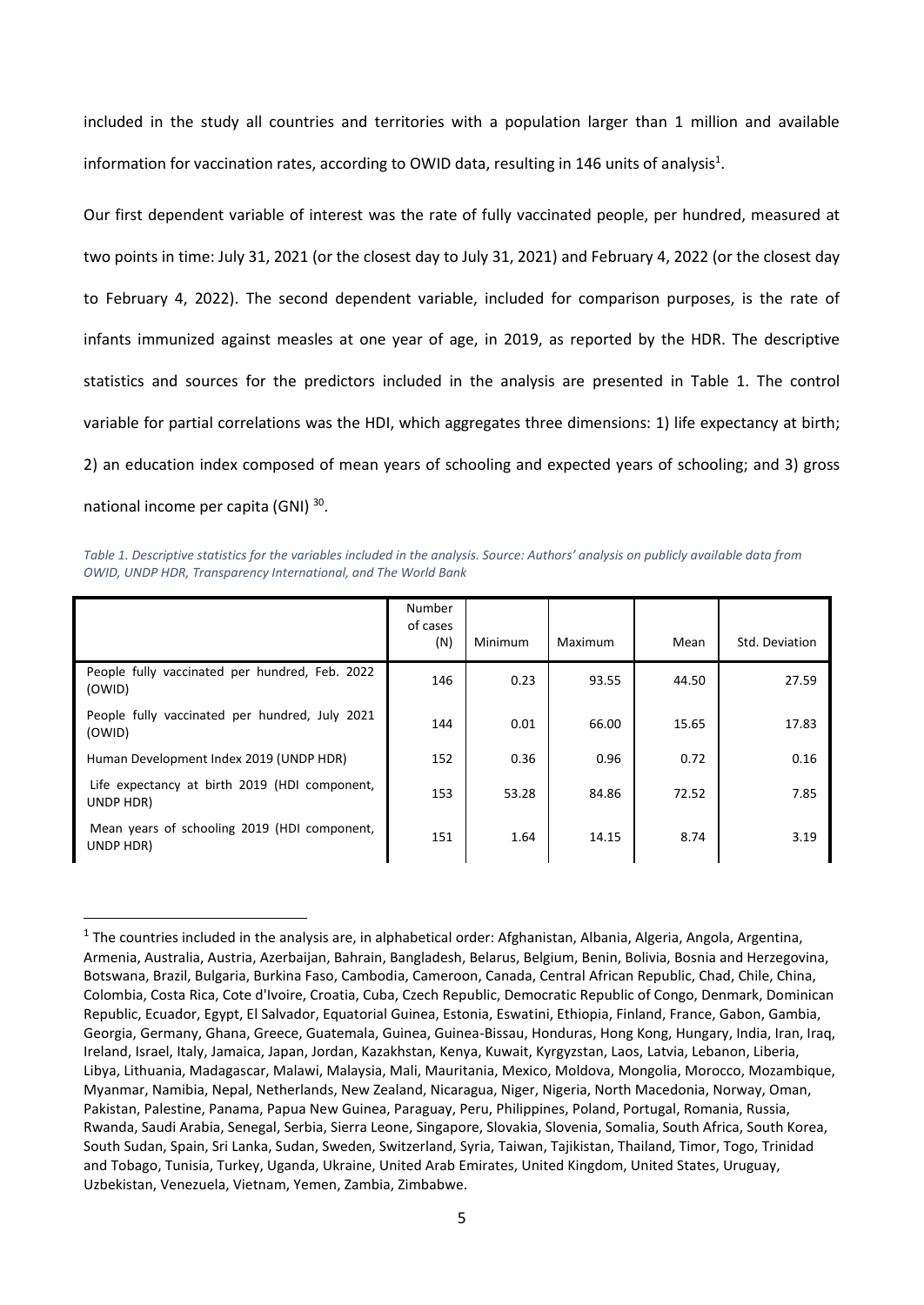included in the study all countries and territories with a population larger than 1 million and available information for vaccination rates, according to OWID data, resulting in 146 units of analysis[1].

Our first dependent variable of interest was the rate of fully vaccinated people, per hundred, measured at two points in time: July 31, 2021 (or the closest day to July 31, 2021) and February 4, 2022 (or the closest day to February 4, 2022). The second dependent variable, included for comparison purposes, is the rate of infants immunized against measles at one year of age, in 2019, as reported by the HDR. The descriptive statistics and sources for the predictors included in the analysis are presented in Table 1. The control variable for partial correlations was the HDI, which aggregates three dimensions: 1) life expectancy at birth; 2) an education index composed of mean years of schooling and expected years of schooling; and 3) gross national income per capita (GNI) [30].

*Table 1. Descriptive statistics for the variables included in the analysis. Source: Authors' analysis on publicly available data from OWID, UNDP HDR, Transparency International, and The World Bank*

| | Number of cases (N) | Minimum | Maximum | Mean | Std. Deviation |
|---|---|---|---|---|---|
| People fully vaccinated per hundred, Feb. 2022 (OWID) | 146 | 0.23 | 93.55 | 44.50 | 27.59 |
| People fully vaccinated per hundred, July 2021 (OWID) | 144 | 0.01 | 66.00 | 15.65 | 17.83 |
| Human Development Index 2019 (UNDP HDR) | 152 | 0.36 | 0.96 | 0.72 | 0.16 |
| Life expectancy at birth 2019 (HDI component, UNDP HDR) | 153 | 53.28 | 84.86 | 72.52 | 7.85 |
| Mean years of schooling 2019 (HDI component, UNDP HDR) | 151 | 1.64 | 14.15 | 8.74 | 3.19 |

[1] The countries included in the analysis are, in alphabetical order: Afghanistan, Albania, Algeria, Angola, Argentina, Armenia, Australia, Austria, Azerbaijan, Bahrain, Bangladesh, Belarus, Belgium, Benin, Bolivia, Bosnia and Herzegovina, Botswana, Brazil, Bulgaria, Burkina Faso, Cambodia, Cameroon, Canada, Central African Republic, Chad, Chile, China, Colombia, Costa Rica, Cote d'Ivoire, Croatia, Cuba, Czech Republic, Democratic Republic of Congo, Denmark, Dominican Republic, Ecuador, Egypt, El Salvador, Equatorial Guinea, Estonia, Eswatini, Ethiopia, Finland, France, Gabon, Gambia, Georgia, Germany, Ghana, Greece, Guatemala, Guinea, Guinea-Bissau, Honduras, Hong Kong, Hungary, India, Iran, Iraq, Ireland, Israel, Italy, Jamaica, Japan, Jordan, Kazakhstan, Kenya, Kuwait, Kyrgyzstan, Laos, Latvia, Lebanon, Liberia, Libya, Lithuania, Madagascar, Malawi, Malaysia, Mali, Mauritania, Mexico, Moldova, Mongolia, Morocco, Mozambique, Myanmar, Namibia, Nepal, Netherlands, New Zealand, Nicaragua, Niger, Nigeria, North Macedonia, Norway, Oman, Pakistan, Palestine, Panama, Papua New Guinea, Paraguay, Peru, Philippines, Poland, Portugal, Romania, Russia, Rwanda, Saudi Arabia, Senegal, Serbia, Sierra Leone, Singapore, Slovakia, Slovenia, Somalia, South Africa, South Korea, South Sudan, Spain, Sri Lanka, Sudan, Sweden, Switzerland, Syria, Taiwan, Tajikistan, Thailand, Timor, Togo, Trinidad and Tobago, Tunisia, Turkey, Uganda, Ukraine, United Arab Emirates, United Kingdom, United States, Uruguay, Uzbekistan, Venezuela, Vietnam, Yemen, Zambia, Zimbabwe.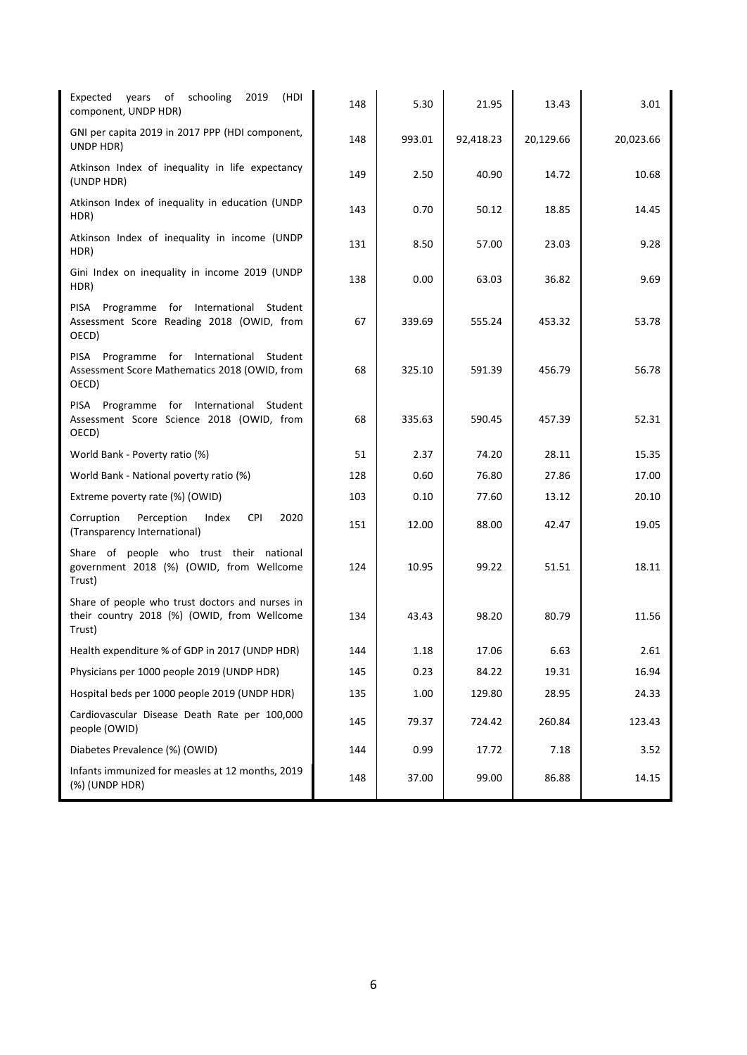| | | | | | |
|---|---|---|---|---|---|
| Expected years of schooling 2019 (HDI component, UNDP HDR) | 148 | 5.30 | 21.95 | 13.43 | 3.01 |
| GNI per capita 2019 in 2017 PPP (HDI component, UNDP HDR) | 148 | 993.01 | 92,418.23 | 20,129.66 | 20,023.66 |
| Atkinson Index of inequality in life expectancy (UNDP HDR) | 149 | 2.50 | 40.90 | 14.72 | 10.68 |
| Atkinson Index of inequality in education (UNDP HDR) | 143 | 0.70 | 50.12 | 18.85 | 14.45 |
| Atkinson Index of inequality in income (UNDP HDR) | 131 | 8.50 | 57.00 | 23.03 | 9.28 |
| Gini Index on inequality in income 2019 (UNDP HDR) | 138 | 0.00 | 63.03 | 36.82 | 9.69 |
| PISA Programme for International Student Assessment Score Reading 2018 (OWID, from OECD) | 67 | 339.69 | 555.24 | 453.32 | 53.78 |
| PISA Programme for International Student Assessment Score Mathematics 2018 (OWID, from OECD) | 68 | 325.10 | 591.39 | 456.79 | 56.78 |
| PISA Programme for International Student Assessment Score Science 2018 (OWID, from OECD) | 68 | 335.63 | 590.45 | 457.39 | 52.31 |
| World Bank - Poverty ratio (%) | 51 | 2.37 | 74.20 | 28.11 | 15.35 |
| World Bank - National poverty ratio (%) | 128 | 0.60 | 76.80 | 27.86 | 17.00 |
| Extreme poverty rate (%) (OWID) | 103 | 0.10 | 77.60 | 13.12 | 20.10 |
| Corruption Perception Index CPI 2020 (Transparency International) | 151 | 12.00 | 88.00 | 42.47 | 19.05 |
| Share of people who trust their national government 2018 (%) (OWID, from Wellcome Trust) | 124 | 10.95 | 99.22 | 51.51 | 18.11 |
| Share of people who trust doctors and nurses in their country 2018 (%) (OWID, from Wellcome Trust) | 134 | 43.43 | 98.20 | 80.79 | 11.56 |
| Health expenditure % of GDP in 2017 (UNDP HDR) | 144 | 1.18 | 17.06 | 6.63 | 2.61 |
| Physicians per 1000 people 2019 (UNDP HDR) | 145 | 0.23 | 84.22 | 19.31 | 16.94 |
| Hospital beds per 1000 people 2019 (UNDP HDR) | 135 | 1.00 | 129.80 | 28.95 | 24.33 |
| Cardiovascular Disease Death Rate per 100,000 people (OWID) | 145 | 79.37 | 724.42 | 260.84 | 123.43 |
| Diabetes Prevalence (%) (OWID) | 144 | 0.99 | 17.72 | 7.18 | 3.52 |
| Infants immunized for measles at 12 months, 2019 (%) (UNDP HDR) | 148 | 37.00 | 99.00 | 86.88 | 14.15 |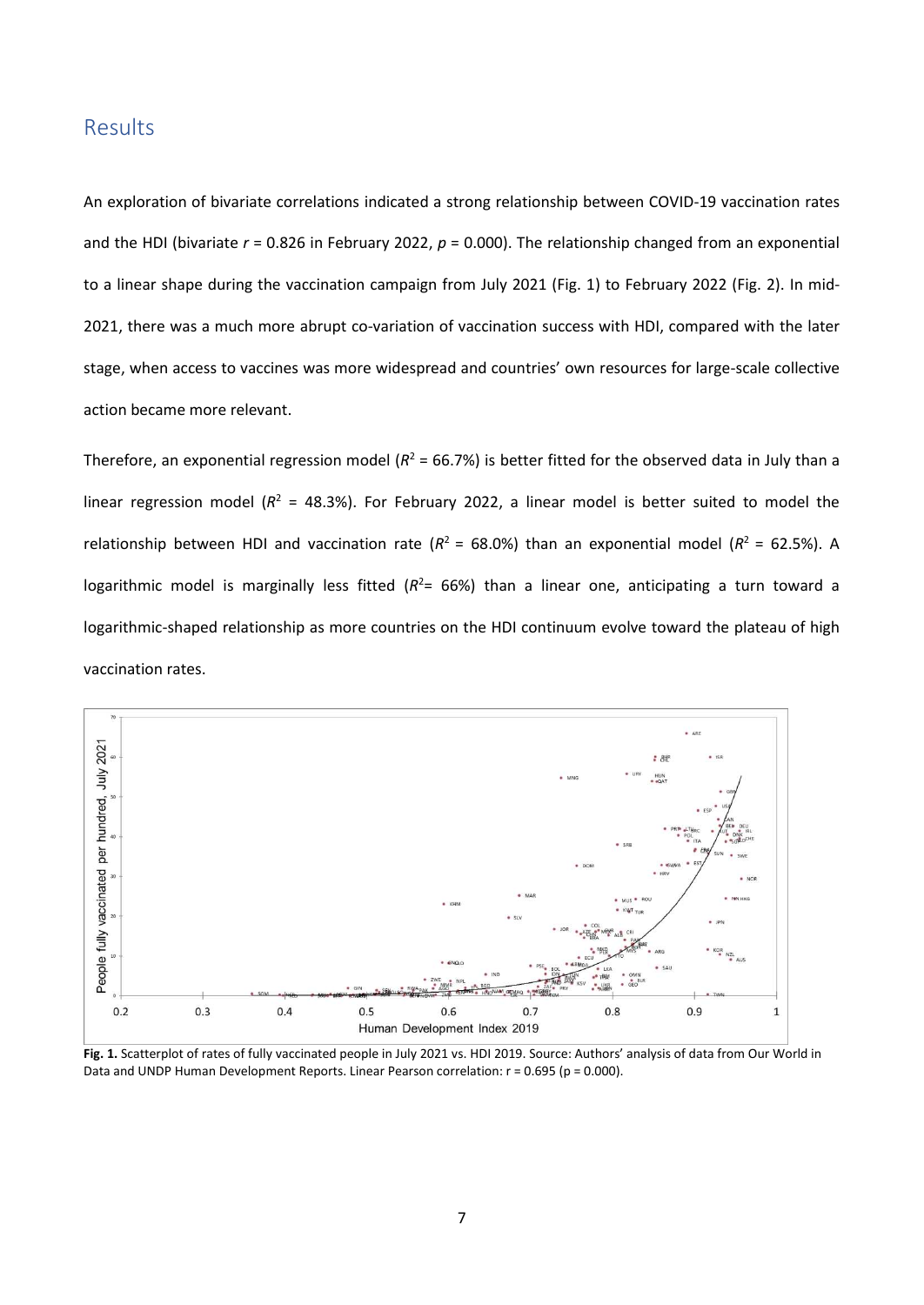## Results

An exploration of bivariate correlations indicated a strong relationship between COVID-19 vaccination rates and the HDI (bivariate $r$ = 0.826 in February 2022, $p$ = 0.000). The relationship changed from an exponential to a linear shape during the vaccination campaign from July 2021 (Fig. 1) to February 2022 (Fig. 2). In mid-2021, there was a much more abrupt co-variation of vaccination success with HDI, compared with the later stage, when access to vaccines was more widespread and countries' own resources for large-scale collective action became more relevant.

Therefore, an exponential regression model ($R^2$ = 66.7%) is better fitted for the observed data in July than a linear regression model ($R^2$ = 48.3%). For February 2022, a linear model is better suited to model the relationship between HDI and vaccination rate ($R^2$ = 68.0%) than an exponential model ($R^2$ = 62.5%). A logarithmic model is marginally less fitted ($R^2$= 66%) than a linear one, anticipating a turn toward a logarithmic-shaped relationship as more countries on the HDI continuum evolve toward the plateau of high vaccination rates.

**Fig. 1.** Scatterplot of rates of fully vaccinated people in July 2021 vs. HDI 2019. Source: Authors' analysis of data from Our World in Data and UNDP Human Development Reports. Linear Pearson correlation: r = 0.695 (p = 0.000).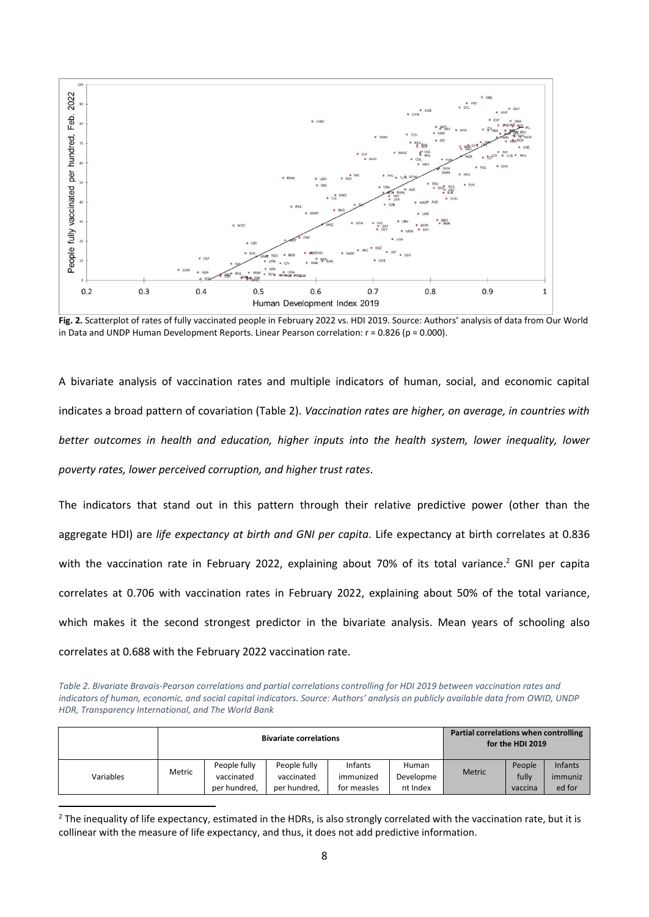**Fig. 2.** Scatterplot of rates of fully vaccinated people in February 2022 vs. HDI 2019. Source: Authors' analysis of data from Our World in Data and UNDP Human Development Reports. Linear Pearson correlation: r = 0.826 (p = 0.000).

A bivariate analysis of vaccination rates and multiple indicators of human, social, and economic capital indicates a broad pattern of covariation (Table 2). *Vaccination rates are higher, on average, in countries with better outcomes in health and education, higher inputs into the health system, lower inequality, lower poverty rates, lower perceived corruption, and higher trust rates*.

The indicators that stand out in this pattern through their relative predictive power (other than the aggregate HDI) are *life expectancy at birth and GNI per capita*. Life expectancy at birth correlates at 0.836 with the vaccination rate in February 2022, explaining about 70% of its total variance.[2] GNI per capita correlates at 0.706 with vaccination rates in February 2022, explaining about 50% of the total variance, which makes it the second strongest predictor in the bivariate analysis. Mean years of schooling also correlates at 0.688 with the February 2022 vaccination rate.

*Table 2. Bivariate Bravais-Pearson correlations and partial correlations controlling for HDI 2019 between vaccination rates and indicators of human, economic, and social capital indicators. Source: Authors' analysis on publicly available data from OWID, UNDP HDR, Transparency International, and The World Bank*

| | Bivariate correlations | | | | | Partial correlations when controlling for the HDI 2019 | | |
|---|---|---|---|---|---|---|---|---|
| Variables | Metric | People fully vaccinated per hundred, | People fully vaccinated per hundred, | Infants immunized for measles | Human Developme nt Index | Metric | People fully vaccina | Infants immuniz ed for |

[2] The inequality of life expectancy, estimated in the HDRs, is also strongly correlated with the vaccination rate, but it is collinear with the measure of life expectancy, and thus, it does not add predictive information.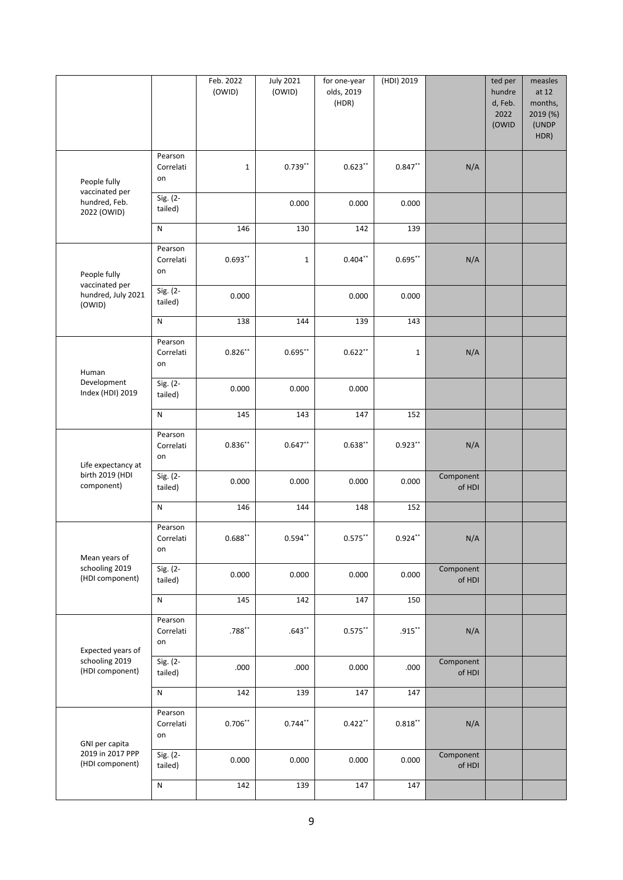| | | Feb. 2022 (OWID) | July 2021 (OWID) | for one-year olds, 2019 (HDR) | (HDI) 2019 | | ted per hundred, Feb. 2022 (OWID | measles at 12 months, 2019 (%) (UNDP HDR) |
|---|---|---|---|---|---|---|---|---|
| People fully vaccinated per hundred, Feb. 2022 (OWID) | Pearson Correlation | 1 | 0.739** | 0.623** | 0.847** | N/A | | |
| | Sig. (2-tailed) | | 0.000 | 0.000 | 0.000 | | | |
| | N | 146 | 130 | 142 | 139 | | | |
| People fully vaccinated per hundred, July 2021 (OWID) | Pearson Correlation | 0.693** | 1 | 0.404** | 0.695** | N/A | | |
| | Sig. (2-tailed) | 0.000 | | 0.000 | 0.000 | | | |
| | N | 138 | 144 | 139 | 143 | | | |
| Human Development Index (HDI) 2019 | Pearson Correlation | 0.826** | 0.695** | 0.622** | 1 | N/A | | |
| | Sig. (2-tailed) | 0.000 | 0.000 | 0.000 | | | | |
| | N | 145 | 143 | 147 | 152 | | | |
| Life expectancy at birth 2019 (HDI component) | Pearson Correlation | 0.836** | 0.647** | 0.638** | 0.923** | N/A | | |
| | Sig. (2-tailed) | 0.000 | 0.000 | 0.000 | 0.000 | Component of HDI | | |
| | N | 146 | 144 | 148 | 152 | | | |
| Mean years of schooling 2019 (HDI component) | Pearson Correlation | 0.688** | 0.594** | 0.575** | 0.924** | N/A | | |
| | Sig. (2-tailed) | 0.000 | 0.000 | 0.000 | 0.000 | Component of HDI | | |
| | N | 145 | 142 | 147 | 150 | | | |
| Expected years of schooling 2019 (HDI component) | Pearson Correlation | .788** | .643** | 0.575** | .915** | N/A | | |
| | Sig. (2-tailed) | .000 | .000 | 0.000 | .000 | Component of HDI | | |
| | N | 142 | 139 | 147 | 147 | | | |
| GNI per capita 2019 in 2017 PPP (HDI component) | Pearson Correlation | 0.706** | 0.744** | 0.422** | 0.818** | N/A | | |
| | Sig. (2-tailed) | 0.000 | 0.000 | 0.000 | 0.000 | Component of HDI | | |
| | N | 142 | 139 | 147 | 147 | | | |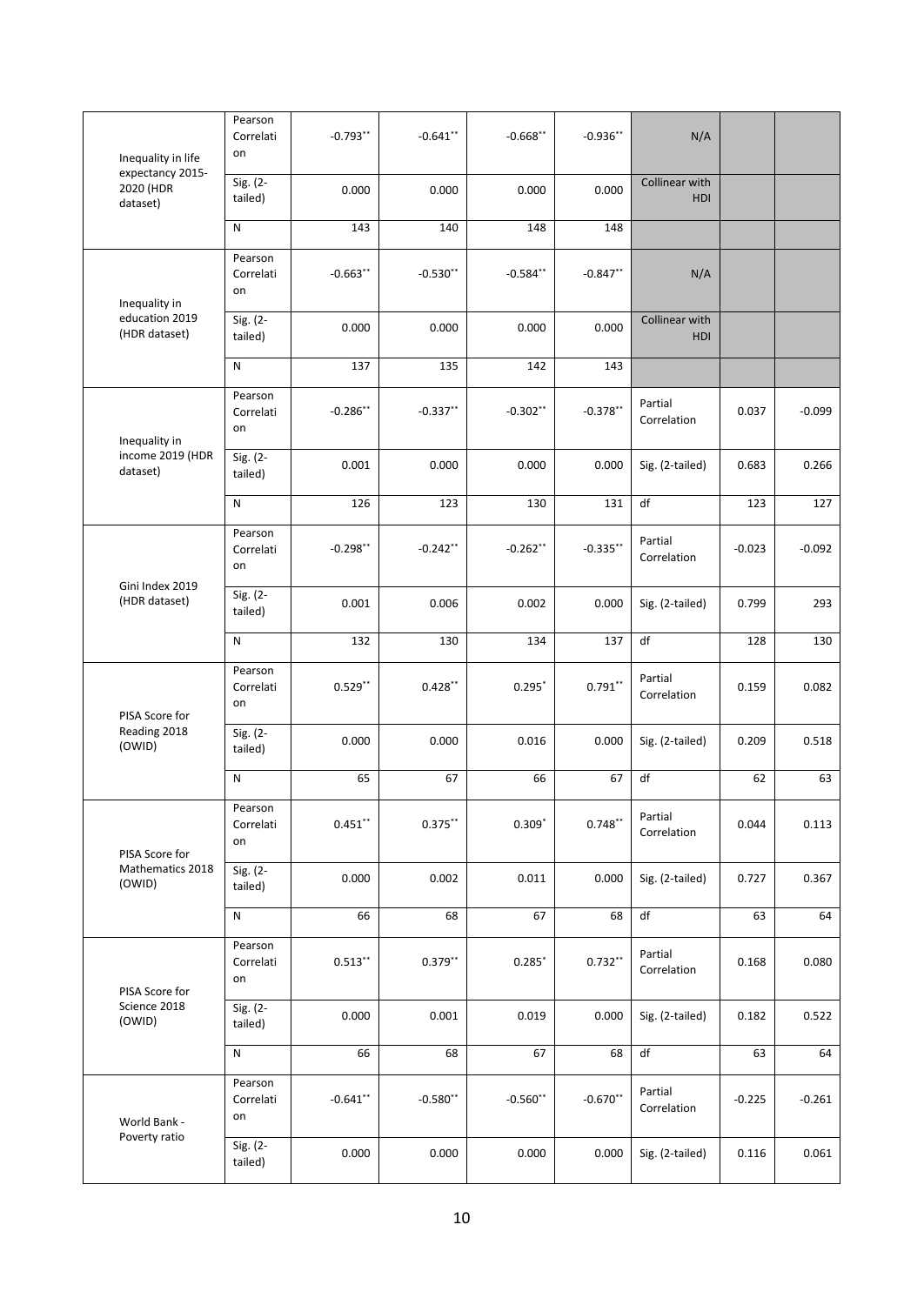| | | | | | | | | |
|---|---|---|---|---|---|---|---|---|
| Inequality in life expectancy 2015-2020 (HDR dataset) | Pearson Correlation | -0.793** | -0.641** | -0.668** | -0.936** | N/A | | |
| | Sig. (2-tailed) | 0.000 | 0.000 | 0.000 | 0.000 | Collinear with HDI | | |
| | N | 143 | 140 | 148 | 148 | | | |
| Inequality in education 2019 (HDR dataset) | Pearson Correlation | -0.663** | -0.530** | -0.584** | -0.847** | N/A | | |
| | Sig. (2-tailed) | 0.000 | 0.000 | 0.000 | 0.000 | Collinear with HDI | | |
| | N | 137 | 135 | 142 | 143 | | | |
| Inequality in income 2019 (HDR dataset) | Pearson Correlation | -0.286** | -0.337** | -0.302** | -0.378** | Partial Correlation | 0.037 | -0.099 |
| | Sig. (2-tailed) | 0.001 | 0.000 | 0.000 | 0.000 | Sig. (2-tailed) | 0.683 | 0.266 |
| | N | 126 | 123 | 130 | 131 | df | 123 | 127 |
| Gini Index 2019 (HDR dataset) | Pearson Correlation | -0.298** | -0.242** | -0.262** | -0.335** | Partial Correlation | -0.023 | -0.092 |
| | Sig. (2-tailed) | 0.001 | 0.006 | 0.002 | 0.000 | Sig. (2-tailed) | 0.799 | 293 |
| | N | 132 | 130 | 134 | 137 | df | 128 | 130 |
| PISA Score for Reading 2018 (OWID) | Pearson Correlation | 0.529** | 0.428** | 0.295* | 0.791** | Partial Correlation | 0.159 | 0.082 |
| | Sig. (2-tailed) | 0.000 | 0.000 | 0.016 | 0.000 | Sig. (2-tailed) | 0.209 | 0.518 |
| | N | 65 | 67 | 66 | 67 | df | 62 | 63 |
| PISA Score for Mathematics 2018 (OWID) | Pearson Correlation | 0.451** | 0.375** | 0.309* | 0.748** | Partial Correlation | 0.044 | 0.113 |
| | Sig. (2-tailed) | 0.000 | 0.002 | 0.011 | 0.000 | Sig. (2-tailed) | 0.727 | 0.367 |
| | N | 66 | 68 | 67 | 68 | df | 63 | 64 |
| PISA Score for Science 2018 (OWID) | Pearson Correlation | 0.513** | 0.379** | 0.285* | 0.732** | Partial Correlation | 0.168 | 0.080 |
| | Sig. (2-tailed) | 0.000 | 0.001 | 0.019 | 0.000 | Sig. (2-tailed) | 0.182 | 0.522 |
| | N | 66 | 68 | 67 | 68 | df | 63 | 64 |
| World Bank - Poverty ratio | Pearson Correlation | -0.641** | -0.580** | -0.560** | -0.670** | Partial Correlation | -0.225 | -0.261 |
| | Sig. (2-tailed) | 0.000 | 0.000 | 0.000 | 0.000 | Sig. (2-tailed) | 0.116 | 0.061 |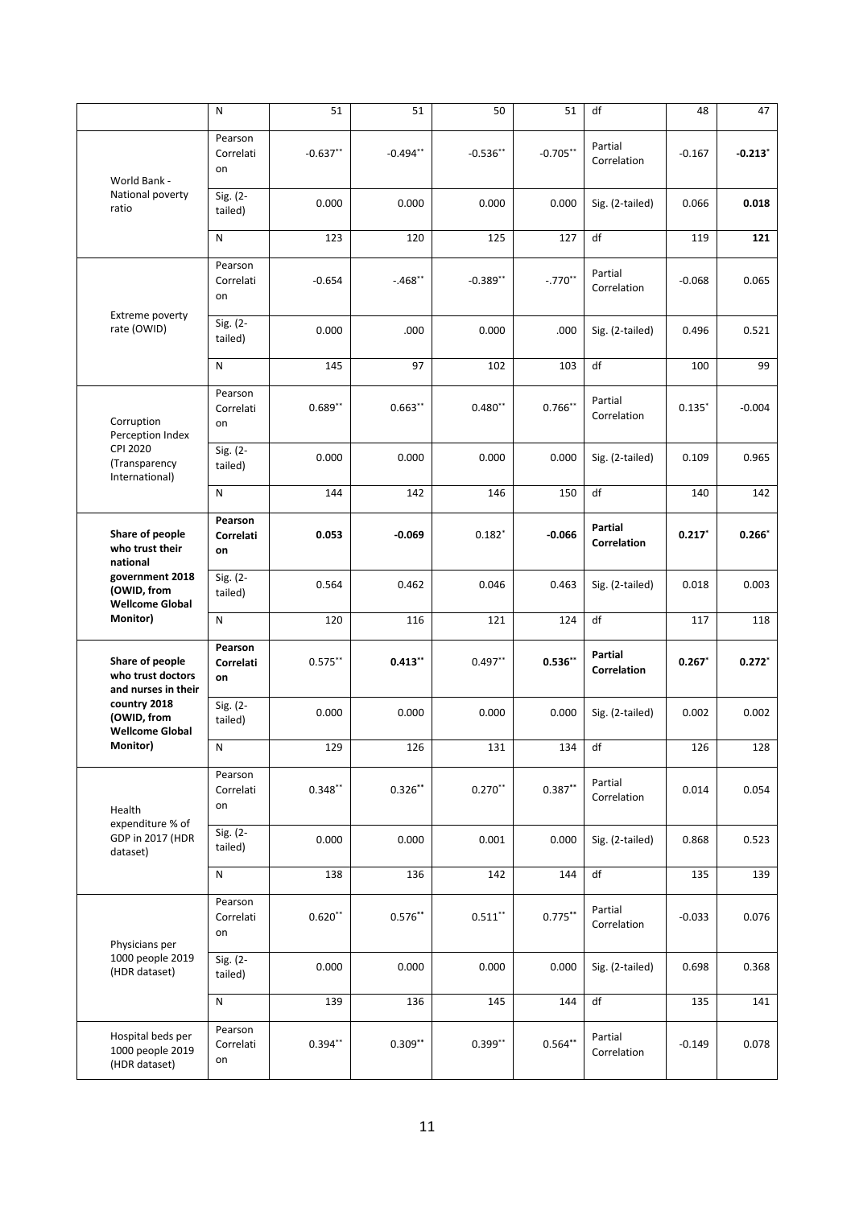| | N | 51 | 51 | 50 | 51 | df | 48 | 47 |
|---|---|---|---|---|---|---|---|---|
| World Bank - National poverty ratio | Pearson Correlation | -0.637** | -0.494** | -0.536** | -0.705** | Partial Correlation | -0.167 | **-0.213*** |
| | Sig. (2-tailed) | 0.000 | 0.000 | 0.000 | 0.000 | Sig. (2-tailed) | 0.066 | **0.018** |
| | N | 123 | 120 | 125 | 127 | df | 119 | **121** |
| Extreme poverty rate (OWID) | Pearson Correlation | -0.654 | -.468** | -0.389** | -.770** | Partial Correlation | -0.068 | 0.065 |
| | Sig. (2-tailed) | 0.000 | .000 | 0.000 | .000 | Sig. (2-tailed) | 0.496 | 0.521 |
| | N | 145 | 97 | 102 | 103 | df | 100 | 99 |
| Corruption Perception Index CPI 2020 (Transparency International) | Pearson Correlation | 0.689** | 0.663** | 0.480** | 0.766** | Partial Correlation | 0.135* | -0.004 |
| | Sig. (2-tailed) | 0.000 | 0.000 | 0.000 | 0.000 | Sig. (2-tailed) | 0.109 | 0.965 |
| | N | 144 | 142 | 146 | 150 | df | 140 | 142 |
| **Share of people who trust their national government 2018 (OWID, from Wellcome Global Monitor)** | **Pearson Correlation** | **0.053** | **-0.069** | 0.182* | **-0.066** | **Partial Correlation** | **0.217*** | **0.266*** |
| | Sig. (2-tailed) | 0.564 | 0.462 | 0.046 | 0.463 | Sig. (2-tailed) | 0.018 | 0.003 |
| | N | 120 | 116 | 121 | 124 | df | 117 | 118 |
| **Share of people who trust doctors and nurses in their country 2018 (OWID, from Wellcome Global Monitor)** | **Pearson Correlation** | 0.575** | **0.413**** | 0.497** | **0.536**** | **Partial Correlation** | **0.267*** | **0.272*** |
| | Sig. (2-tailed) | 0.000 | 0.000 | 0.000 | 0.000 | Sig. (2-tailed) | 0.002 | 0.002 |
| | N | 129 | 126 | 131 | 134 | df | 126 | 128 |
| Health expenditure % of GDP in 2017 (HDR dataset) | Pearson Correlation | 0.348** | 0.326** | 0.270** | 0.387** | Partial Correlation | 0.014 | 0.054 |
| | Sig. (2-tailed) | 0.000 | 0.000 | 0.001 | 0.000 | Sig. (2-tailed) | 0.868 | 0.523 |
| | N | 138 | 136 | 142 | 144 | df | 135 | 139 |
| Physicians per 1000 people 2019 (HDR dataset) | Pearson Correlation | 0.620** | 0.576** | 0.511** | 0.775** | Partial Correlation | -0.033 | 0.076 |
| | Sig. (2-tailed) | 0.000 | 0.000 | 0.000 | 0.000 | Sig. (2-tailed) | 0.698 | 0.368 |
| | N | 139 | 136 | 145 | 144 | df | 135 | 141 |
| Hospital beds per 1000 people 2019 (HDR dataset) | Pearson Correlation | 0.394** | 0.309** | 0.399** | 0.564** | Partial Correlation | -0.149 | 0.078 |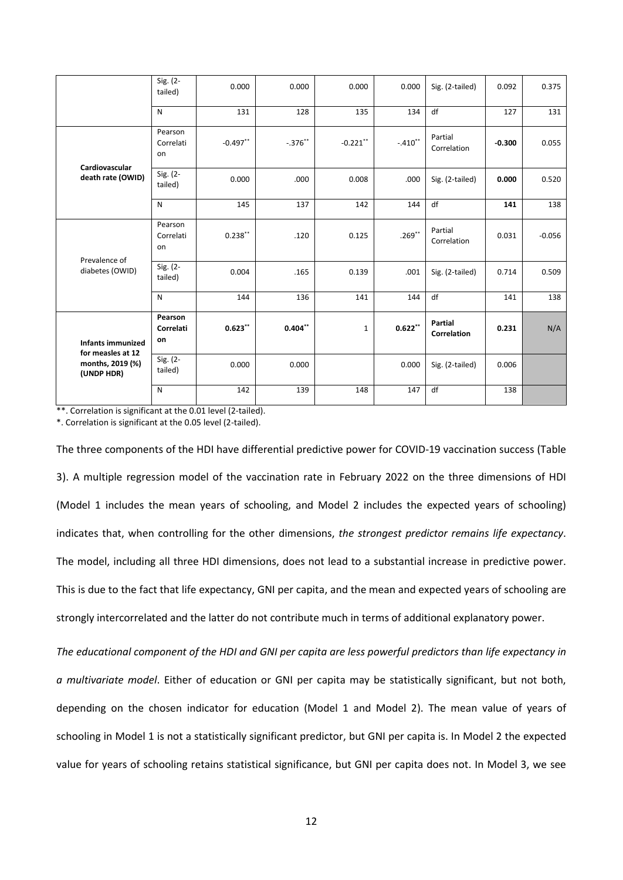|  | Sig. (2-tailed) | 0.000 | 0.000 | 0.000 | 0.000 | Sig. (2-tailed) | 0.092 | 0.375 |
|---|---|---|---|---|---|---|---|---|
|  | N | 131 | 128 | 135 | 134 | df | 127 | 131 |
| **Cardiovascular death rate (OWID)** | Pearson Correlation | -0.497** | -.376** | -0.221** | -.410** | Partial Correlation | **-0.300** | 0.055 |
|  | Sig. (2-tailed) | 0.000 | .000 | 0.008 | .000 | Sig. (2-tailed) | **0.000** | 0.520 |
|  | N | 145 | 137 | 142 | 144 | df | **141** | 138 |
| Prevalence of diabetes (OWID) | Pearson Correlation | 0.238** | .120 | 0.125 | .269** | Partial Correlation | 0.031 | -0.056 |
|  | Sig. (2-tailed) | 0.004 | .165 | 0.139 | .001 | Sig. (2-tailed) | 0.714 | 0.509 |
|  | N | 144 | 136 | 141 | 144 | df | 141 | 138 |
| **Infants immunized for measles at 12 months, 2019 (%) (UNDP HDR)** | **Pearson Correlation** | **0.623**** | **0.404**** | 1 | **0.622**** | **Partial Correlation** | **0.231** | N/A |
|  | Sig. (2-tailed) | 0.000 | 0.000 |  | 0.000 | Sig. (2-tailed) | 0.006 |  |
|  | N | 142 | 139 | 148 | 147 | df | 138 |  |

**. Correlation is significant at the 0.01 level (2-tailed).

*. Correlation is significant at the 0.05 level (2-tailed).

The three components of the HDI have differential predictive power for COVID-19 vaccination success (Table 3). A multiple regression model of the vaccination rate in February 2022 on the three dimensions of HDI (Model 1 includes the mean years of schooling, and Model 2 includes the expected years of schooling) indicates that, when controlling for the other dimensions, *the strongest predictor remains life expectancy*. The model, including all three HDI dimensions, does not lead to a substantial increase in predictive power. This is due to the fact that life expectancy, GNI per capita, and the mean and expected years of schooling are strongly intercorrelated and the latter do not contribute much in terms of additional explanatory power.

*The educational component of the HDI and GNI per capita are less powerful predictors than life expectancy in a multivariate model*. Either of education or GNI per capita may be statistically significant, but not both, depending on the chosen indicator for education (Model 1 and Model 2). The mean value of years of schooling in Model 1 is not a statistically significant predictor, but GNI per capita is. In Model 2 the expected value for years of schooling retains statistical significance, but GNI per capita does not. In Model 3, we see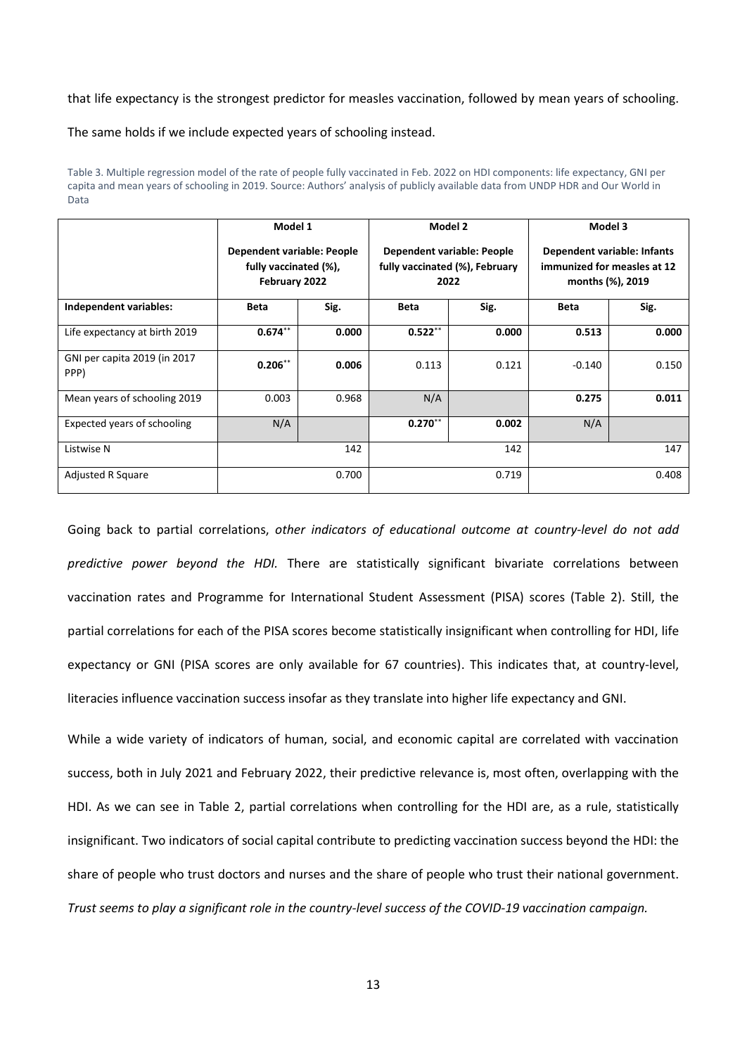that life expectancy is the strongest predictor for measles vaccination, followed by mean years of schooling.

The same holds if we include expected years of schooling instead.

Table 3. Multiple regression model of the rate of people fully vaccinated in Feb. 2022 on HDI components: life expectancy, GNI per capita and mean years of schooling in 2019. Source: Authors' analysis of publicly available data from UNDP HDR and Our World in Data

| | **Model 1** | | **Model 2** | | **Model 3** | |
|---|---|---|---|---|---|---|
| | **Dependent variable: People fully vaccinated (%), February 2022** | | **Dependent variable: People fully vaccinated (%), February 2022** | | **Dependent variable: Infants immunized for measles at 12 months (%), 2019** | |
| **Independent variables:** | **Beta** | **Sig.** | **Beta** | **Sig.** | **Beta** | **Sig.** |
| Life expectancy at birth 2019 | **0.674**** | **0.000** | **0.522**** | **0.000** | **0.513** | **0.000** |
| GNI per capita 2019 (in 2017 PPP) | **0.206**** | **0.006** | 0.113 | 0.121 | -0.140 | 0.150 |
| Mean years of schooling 2019 | 0.003 | 0.968 | N/A | | **0.275** | **0.011** |
| Expected years of schooling | N/A | | **0.270**** | **0.002** | N/A | |
| Listwise N | 142 | | 142 | | 147 | |
| Adjusted R Square | 0.700 | | 0.719 | | 0.408 | |

Going back to partial correlations, *other indicators of educational outcome at country-level do not add predictive power beyond the HDI.* There are statistically significant bivariate correlations between vaccination rates and Programme for International Student Assessment (PISA) scores (Table 2). Still, the partial correlations for each of the PISA scores become statistically insignificant when controlling for HDI, life expectancy or GNI (PISA scores are only available for 67 countries). This indicates that, at country-level, literacies influence vaccination success insofar as they translate into higher life expectancy and GNI.

While a wide variety of indicators of human, social, and economic capital are correlated with vaccination success, both in July 2021 and February 2022, their predictive relevance is, most often, overlapping with the HDI. As we can see in Table 2, partial correlations when controlling for the HDI are, as a rule, statistically insignificant. Two indicators of social capital contribute to predicting vaccination success beyond the HDI: the share of people who trust doctors and nurses and the share of people who trust their national government. *Trust seems to play a significant role in the country-level success of the COVID-19 vaccination campaign.*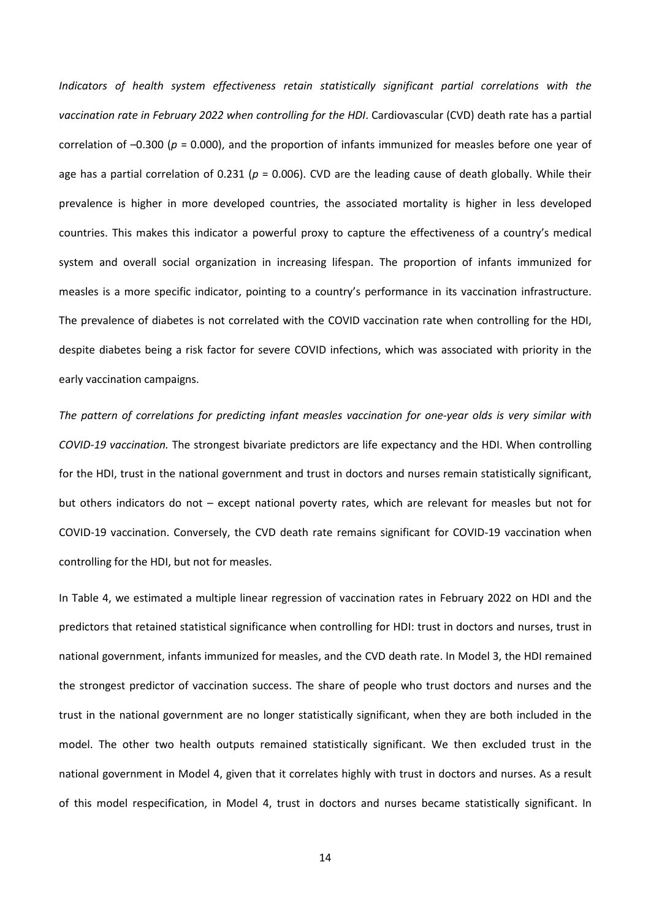*Indicators of health system effectiveness retain statistically significant partial correlations with the vaccination rate in February 2022 when controlling for the HDI*. Cardiovascular (CVD) death rate has a partial correlation of –0.300 ($p$ = 0.000), and the proportion of infants immunized for measles before one year of age has a partial correlation of 0.231 ($p$ = 0.006). CVD are the leading cause of death globally. While their prevalence is higher in more developed countries, the associated mortality is higher in less developed countries. This makes this indicator a powerful proxy to capture the effectiveness of a country's medical system and overall social organization in increasing lifespan. The proportion of infants immunized for measles is a more specific indicator, pointing to a country's performance in its vaccination infrastructure. The prevalence of diabetes is not correlated with the COVID vaccination rate when controlling for the HDI, despite diabetes being a risk factor for severe COVID infections, which was associated with priority in the early vaccination campaigns.

*The pattern of correlations for predicting infant measles vaccination for one-year olds is very similar with COVID-19 vaccination.* The strongest bivariate predictors are life expectancy and the HDI. When controlling for the HDI, trust in the national government and trust in doctors and nurses remain statistically significant, but others indicators do not – except national poverty rates, which are relevant for measles but not for COVID-19 vaccination. Conversely, the CVD death rate remains significant for COVID-19 vaccination when controlling for the HDI, but not for measles.

In Table 4, we estimated a multiple linear regression of vaccination rates in February 2022 on HDI and the predictors that retained statistical significance when controlling for HDI: trust in doctors and nurses, trust in national government, infants immunized for measles, and the CVD death rate. In Model 3, the HDI remained the strongest predictor of vaccination success. The share of people who trust doctors and nurses and the trust in the national government are no longer statistically significant, when they are both included in the model. The other two health outputs remained statistically significant. We then excluded trust in the national government in Model 4, given that it correlates highly with trust in doctors and nurses. As a result of this model respecification, in Model 4, trust in doctors and nurses became statistically significant. In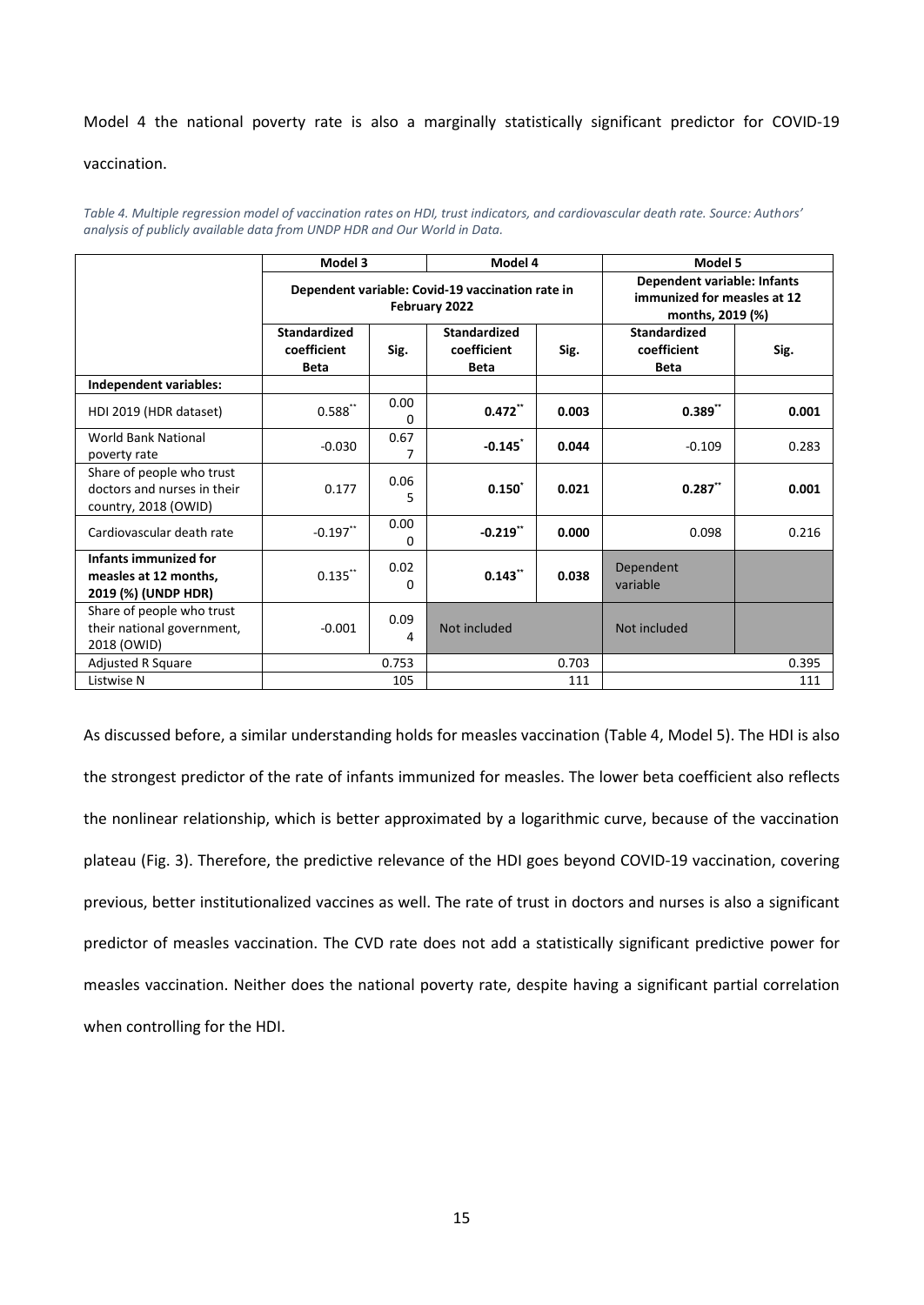Model 4 the national poverty rate is also a marginally statistically significant predictor for COVID-19 vaccination.

*Table 4. Multiple regression model of vaccination rates on HDI, trust indicators, and cardiovascular death rate. Source: Authors' analysis of publicly available data from UNDP HDR and Our World in Data.*

| | Model 3 | | Model 4 | | Model 5 | |
|---|---|---|---|---|---|---|
| | Dependent variable: Covid-19 vaccination rate in February 2022 | | | | Dependent variable: Infants immunized for measles at 12 months, 2019 (%) | |
| | Standardized coefficient Beta | Sig. | Standardized coefficient Beta | Sig. | Standardized coefficient Beta | Sig. |
| **Independent variables:** | | | | | | |
| HDI 2019 (HDR dataset) | 0.588** | 0.000 | **0.472**** | **0.003** | **0.389**** | **0.001** |
| World Bank National poverty rate | -0.030 | 0.677 | **-0.145*** | **0.044** | -0.109 | 0.283 |
| Share of people who trust doctors and nurses in their country, 2018 (OWID) | 0.177 | 0.065 | **0.150*** | **0.021** | **0.287**** | **0.001** |
| Cardiovascular death rate | -0.197** | 0.000 | **-0.219**** | **0.000** | 0.098 | 0.216 |
| **Infants immunized for measles at 12 months, 2019 (%) (UNDP HDR)** | 0.135** | 0.020 | **0.143**** | **0.038** | Dependent variable | |
| Share of people who trust their national government, 2018 (OWID) | -0.001 | 0.094 | Not included | | Not included | |
| Adjusted R Square | | 0.753 | | 0.703 | | 0.395 |
| Listwise N | | 105 | | 111 | | 111 |

As discussed before, a similar understanding holds for measles vaccination (Table 4, Model 5). The HDI is also the strongest predictor of the rate of infants immunized for measles. The lower beta coefficient also reflects the nonlinear relationship, which is better approximated by a logarithmic curve, because of the vaccination plateau (Fig. 3). Therefore, the predictive relevance of the HDI goes beyond COVID-19 vaccination, covering previous, better institutionalized vaccines as well. The rate of trust in doctors and nurses is also a significant predictor of measles vaccination. The CVD rate does not add a statistically significant predictive power for measles vaccination. Neither does the national poverty rate, despite having a significant partial correlation when controlling for the HDI.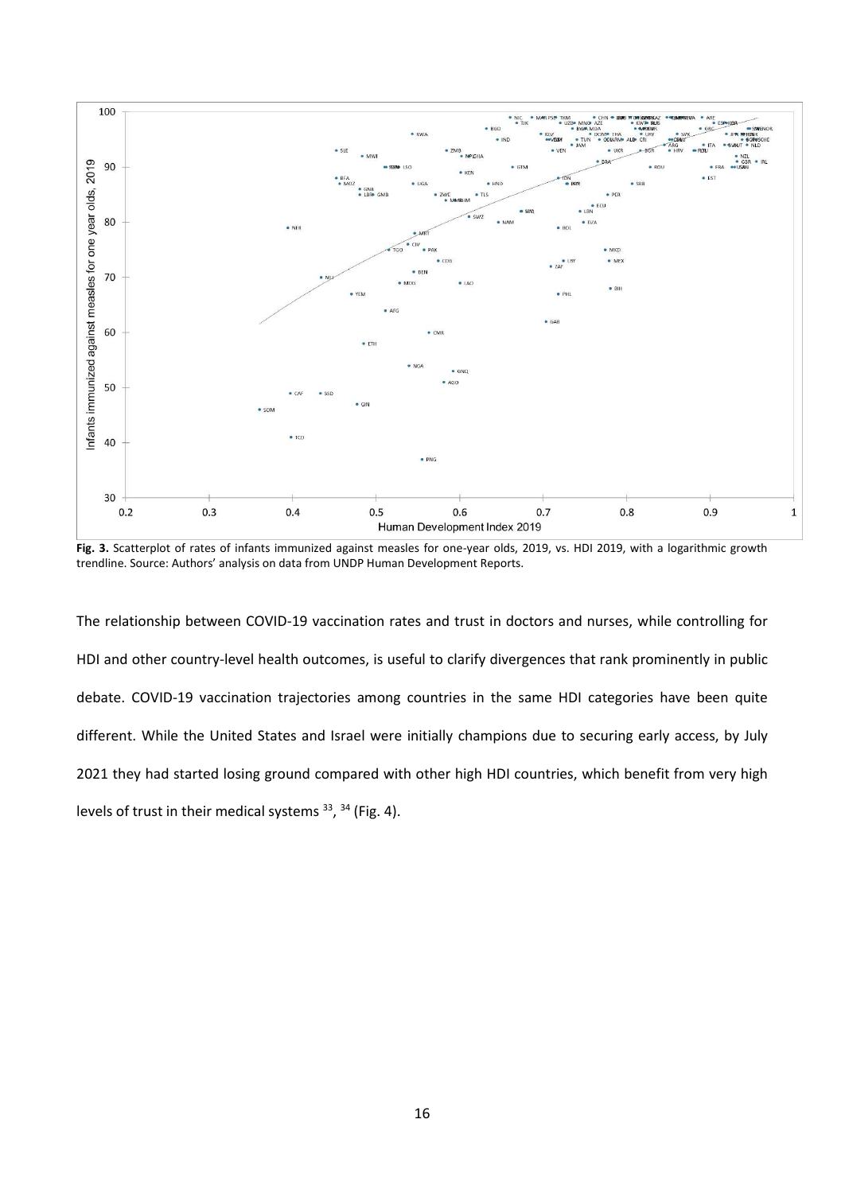**Fig. 3.** Scatterplot of rates of infants immunized against measles for one-year olds, 2019, vs. HDI 2019, with a logarithmic growth trendline. Source: Authors' analysis on data from UNDP Human Development Reports.

The relationship between COVID-19 vaccination rates and trust in doctors and nurses, while controlling for HDI and other country-level health outcomes, is useful to clarify divergences that rank prominently in public debate. COVID-19 vaccination trajectories among countries in the same HDI categories have been quite different. While the United States and Israel were initially champions due to securing early access, by July 2021 they had started losing ground compared with other high HDI countries, which benefit from very high levels of trust in their medical systems [33], [34] (Fig. 4).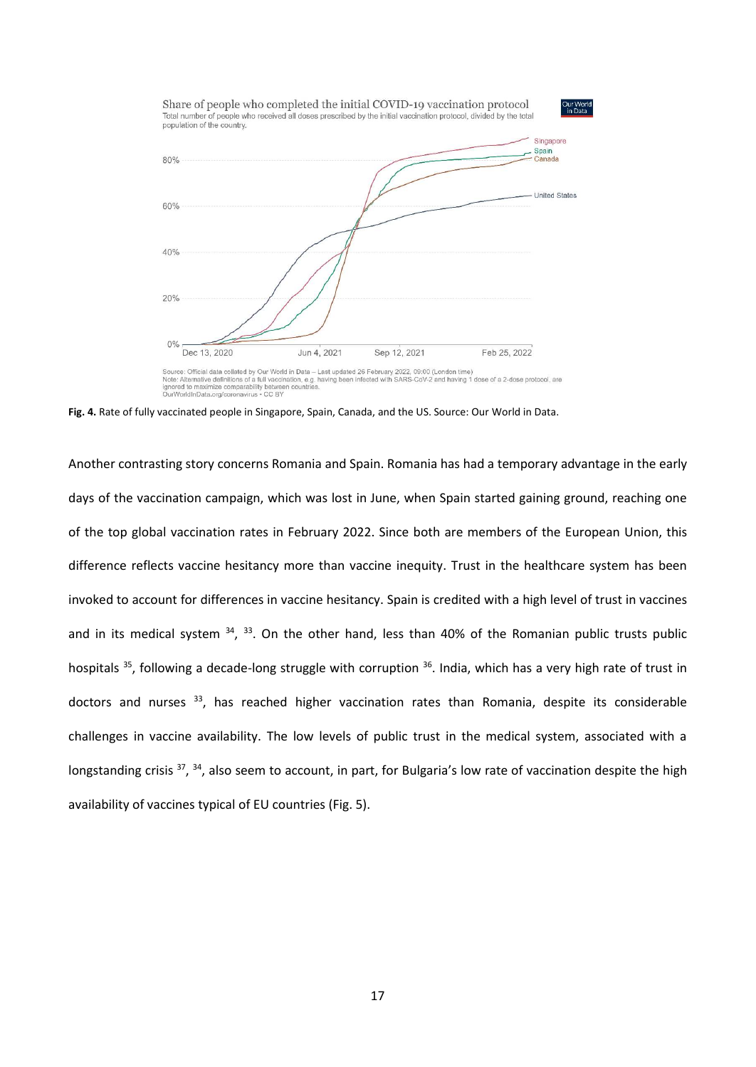Share of people who completed the initial COVID-19 vaccination protocol

Total number of people who received all doses prescribed by the initial vaccination protocol, divided by the total population of the country.

Source: Official data collated by Our World in Data – Last updated 26 February 2022, 09:00 (London time)
Note: Alternative definitions of a full vaccination, e.g. having been infected with SARS-CoV-2 and having 1 dose of a 2-dose protocol, are ignored to maximize comparability between countries.
OurWorldInData.org/coronavirus • CC BY

**Fig. 4.** Rate of fully vaccinated people in Singapore, Spain, Canada, and the US. Source: Our World in Data.

Another contrasting story concerns Romania and Spain. Romania has had a temporary advantage in the early days of the vaccination campaign, which was lost in June, when Spain started gaining ground, reaching one of the top global vaccination rates in February 2022. Since both are members of the European Union, this difference reflects vaccine hesitancy more than vaccine inequity. Trust in the healthcare system has been invoked to account for differences in vaccine hesitancy. Spain is credited with a high level of trust in vaccines and in its medical system [34], [33]. On the other hand, less than 40% of the Romanian public trusts public hospitals [35], following a decade-long struggle with corruption [36]. India, which has a very high rate of trust in doctors and nurses [33], has reached higher vaccination rates than Romania, despite its considerable challenges in vaccine availability. The low levels of public trust in the medical system, associated with a longstanding crisis [37], [34], also seem to account, in part, for Bulgaria's low rate of vaccination despite the high availability of vaccines typical of EU countries (Fig. 5).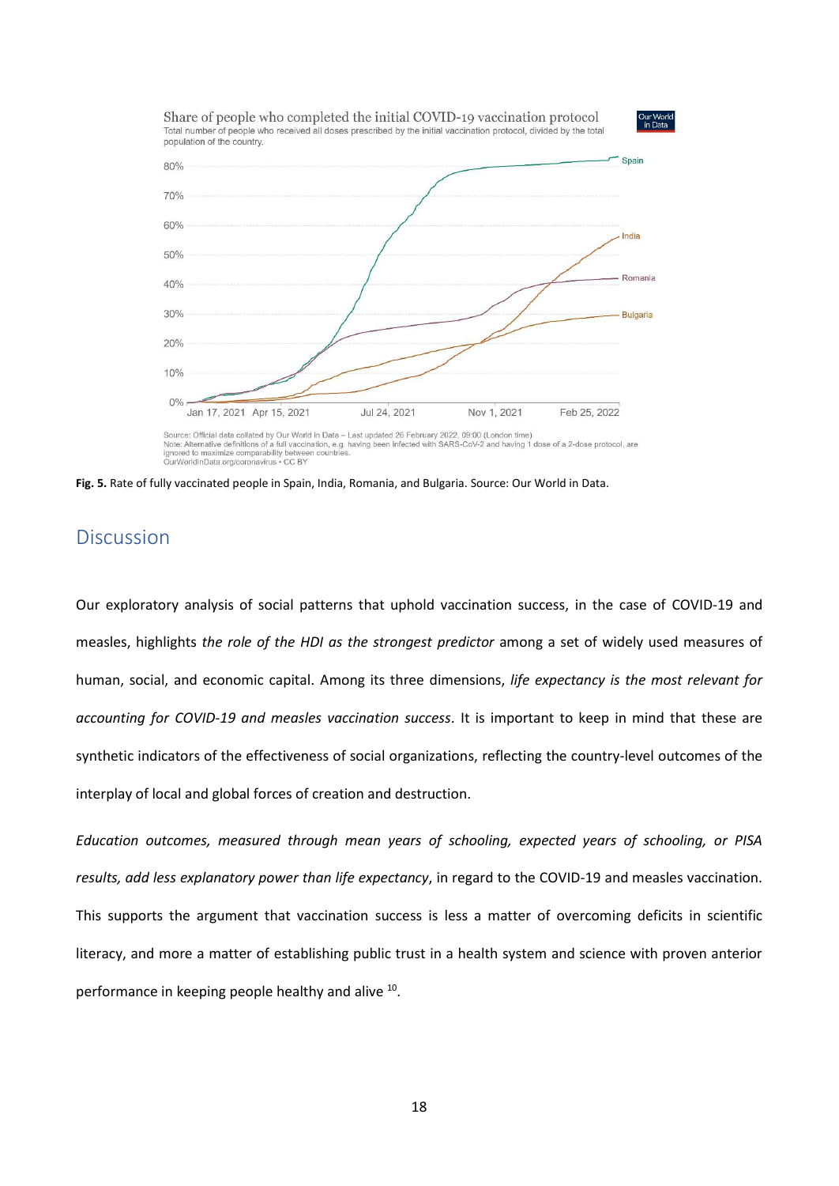**Fig. 5.** Rate of fully vaccinated people in Spain, India, Romania, and Bulgaria. Source: Our World in Data.

## Discussion

Our exploratory analysis of social patterns that uphold vaccination success, in the case of COVID-19 and measles, highlights *the role of the HDI as the strongest predictor* among a set of widely used measures of human, social, and economic capital. Among its three dimensions, *life expectancy is the most relevant for accounting for COVID-19 and measles vaccination success*. It is important to keep in mind that these are synthetic indicators of the effectiveness of social organizations, reflecting the country-level outcomes of the interplay of local and global forces of creation and destruction.

*Education outcomes, measured through mean years of schooling, expected years of schooling, or PISA results, add less explanatory power than life expectancy*, in regard to the COVID-19 and measles vaccination. This supports the argument that vaccination success is less a matter of overcoming deficits in scientific literacy, and more a matter of establishing public trust in a health system and science with proven anterior performance in keeping people healthy and alive [10].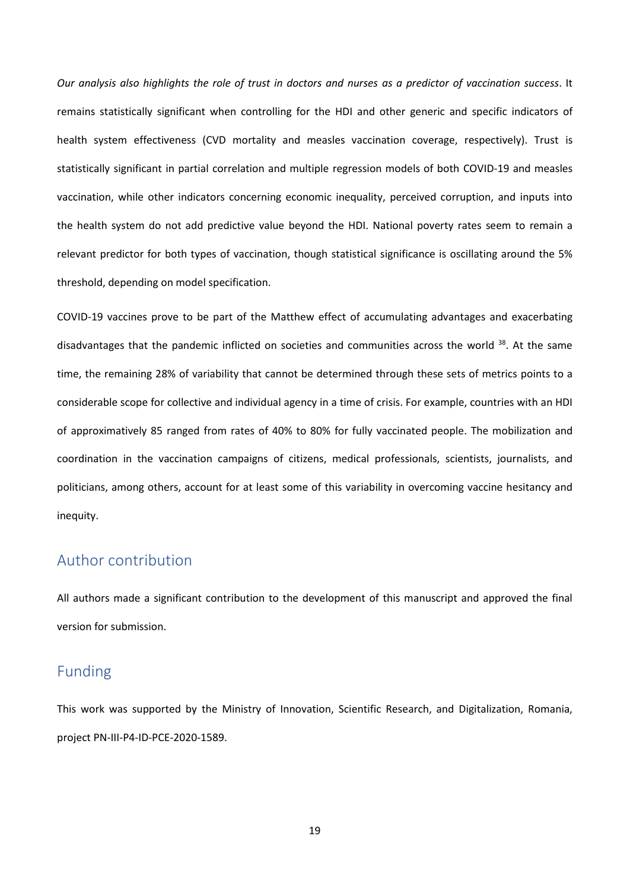*Our analysis also highlights the role of trust in doctors and nurses as a predictor of vaccination success*. It remains statistically significant when controlling for the HDI and other generic and specific indicators of health system effectiveness (CVD mortality and measles vaccination coverage, respectively). Trust is statistically significant in partial correlation and multiple regression models of both COVID-19 and measles vaccination, while other indicators concerning economic inequality, perceived corruption, and inputs into the health system do not add predictive value beyond the HDI. National poverty rates seem to remain a relevant predictor for both types of vaccination, though statistical significance is oscillating around the 5% threshold, depending on model specification.

COVID-19 vaccines prove to be part of the Matthew effect of accumulating advantages and exacerbating disadvantages that the pandemic inflicted on societies and communities across the world [38]. At the same time, the remaining 28% of variability that cannot be determined through these sets of metrics points to a considerable scope for collective and individual agency in a time of crisis. For example, countries with an HDI of approximatively 85 ranged from rates of 40% to 80% for fully vaccinated people. The mobilization and coordination in the vaccination campaigns of citizens, medical professionals, scientists, journalists, and politicians, among others, account for at least some of this variability in overcoming vaccine hesitancy and inequity.

## Author contribution

All authors made a significant contribution to the development of this manuscript and approved the final version for submission.

## Funding

This work was supported by the Ministry of Innovation, Scientific Research, and Digitalization, Romania, project PN-III-P4-ID-PCE-2020-1589.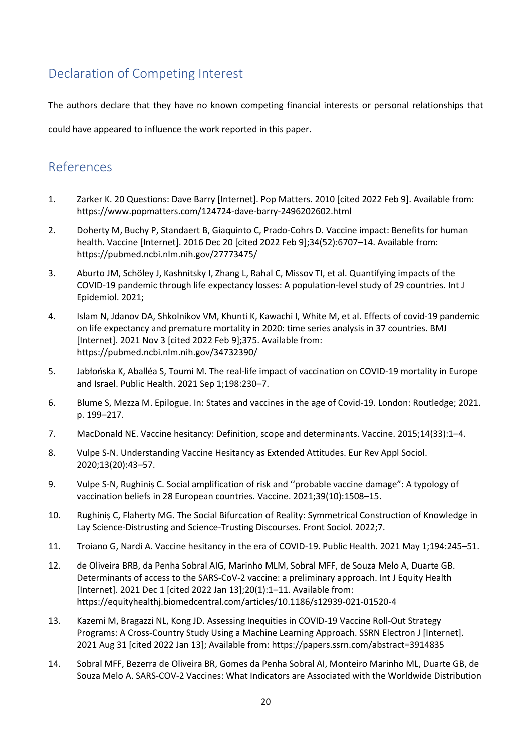## Declaration of Competing Interest

The authors declare that they have no known competing financial interests or personal relationships that could have appeared to influence the work reported in this paper.

## References

1. Zarker K. 20 Questions: Dave Barry [Internet]. Pop Matters. 2010 [cited 2022 Feb 9]. Available from: https://www.popmatters.com/124724-dave-barry-2496202602.html

2. Doherty M, Buchy P, Standaert B, Giaquinto C, Prado-Cohrs D. Vaccine impact: Benefits for human health. Vaccine [Internet]. 2016 Dec 20 [cited 2022 Feb 9];34(52):6707–14. Available from: https://pubmed.ncbi.nlm.nih.gov/27773475/

3. Aburto JM, Schöley J, Kashnitsky I, Zhang L, Rahal C, Missov TI, et al. Quantifying impacts of the COVID-19 pandemic through life expectancy losses: A population-level study of 29 countries. Int J Epidemiol. 2021;

4. Islam N, Jdanov DA, Shkolnikov VM, Khunti K, Kawachi I, White M, et al. Effects of covid-19 pandemic on life expectancy and premature mortality in 2020: time series analysis in 37 countries. BMJ [Internet]. 2021 Nov 3 [cited 2022 Feb 9];375. Available from: https://pubmed.ncbi.nlm.nih.gov/34732390/

5. Jabłońska K, Aballéa S, Toumi M. The real-life impact of vaccination on COVID-19 mortality in Europe and Israel. Public Health. 2021 Sep 1;198:230–7.

6. Blume S, Mezza M. Epilogue. In: States and vaccines in the age of Covid-19. London: Routledge; 2021. p. 199–217.

7. MacDonald NE. Vaccine hesitancy: Definition, scope and determinants. Vaccine. 2015;14(33):1–4.

8. Vulpe S-N. Understanding Vaccine Hesitancy as Extended Attitudes. Eur Rev Appl Sociol. 2020;13(20):43–57.

9. Vulpe S-N, Rughiniș C. Social amplification of risk and ‘‘probable vaccine damage”: A typology of vaccination beliefs in 28 European countries. Vaccine. 2021;39(10):1508–15.

10. Rughiniș C, Flaherty MG. The Social Bifurcation of Reality: Symmetrical Construction of Knowledge in Lay Science-Distrusting and Science-Trusting Discourses. Front Sociol. 2022;7.

11. Troiano G, Nardi A. Vaccine hesitancy in the era of COVID-19. Public Health. 2021 May 1;194:245–51.

12. de Oliveira BRB, da Penha Sobral AIG, Marinho MLM, Sobral MFF, de Souza Melo A, Duarte GB. Determinants of access to the SARS-CoV-2 vaccine: a preliminary approach. Int J Equity Health [Internet]. 2021 Dec 1 [cited 2022 Jan 13];20(1):1–11. Available from: https://equityhealthj.biomedcentral.com/articles/10.1186/s12939-021-01520-4

13. Kazemi M, Bragazzi NL, Kong JD. Assessing Inequities in COVID-19 Vaccine Roll-Out Strategy Programs: A Cross-Country Study Using a Machine Learning Approach. SSRN Electron J [Internet]. 2021 Aug 31 [cited 2022 Jan 13]; Available from: https://papers.ssrn.com/abstract=3914835

14. Sobral MFF, Bezerra de Oliveira BR, Gomes da Penha Sobral AI, Monteiro Marinho ML, Duarte GB, de Souza Melo A. SARS-COV-2 Vaccines: What Indicators are Associated with the Worldwide Distribution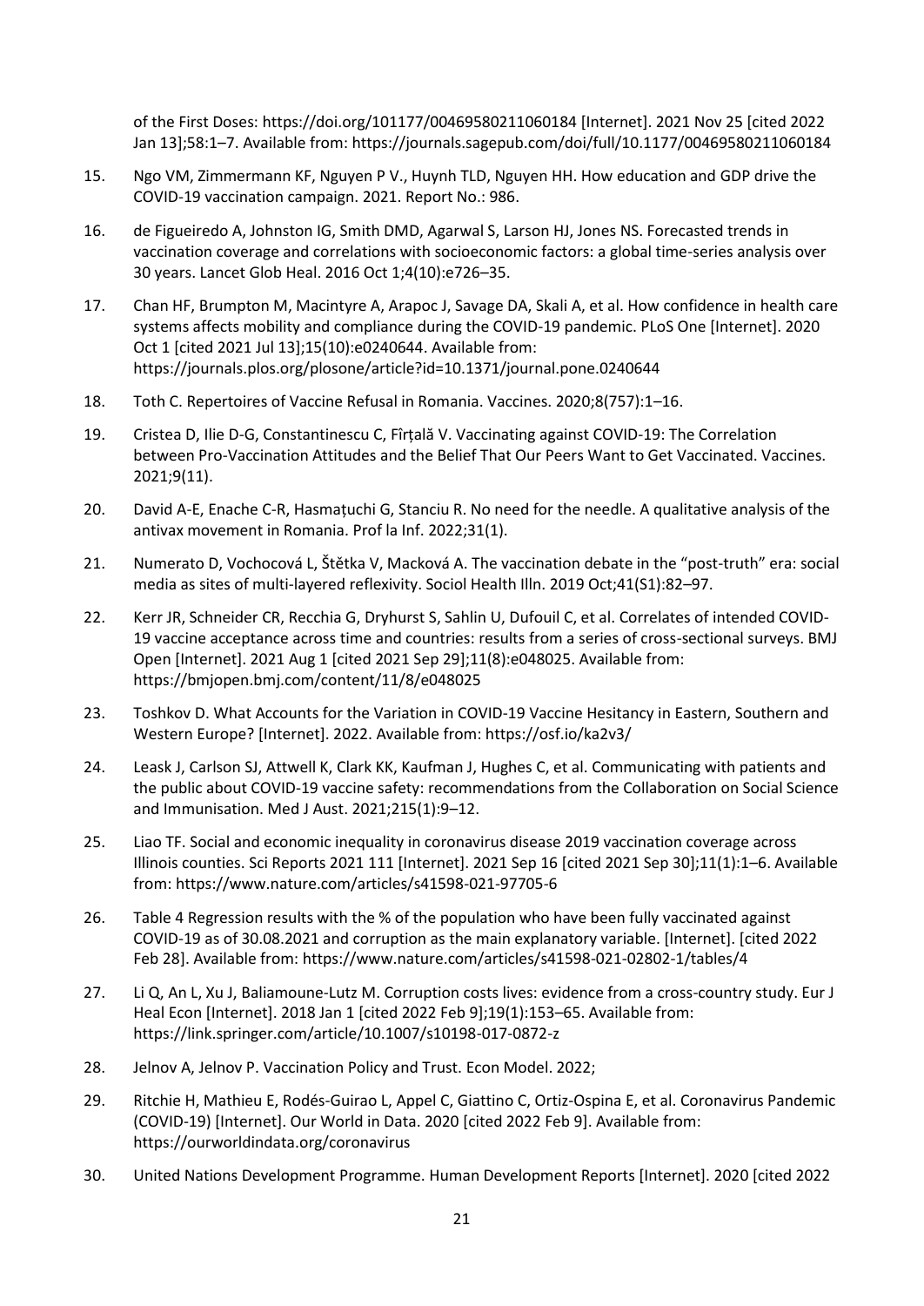of the First Doses: https://doi.org/101177/00469580211060184 [Internet]. 2021 Nov 25 [cited 2022 Jan 13];58:1–7. Available from: https://journals.sagepub.com/doi/full/10.1177/00469580211060184

15. Ngo VM, Zimmermann KF, Nguyen P V., Huynh TLD, Nguyen HH. How education and GDP drive the COVID-19 vaccination campaign. 2021. Report No.: 986.

16. de Figueiredo A, Johnston IG, Smith DMD, Agarwal S, Larson HJ, Jones NS. Forecasted trends in vaccination coverage and correlations with socioeconomic factors: a global time-series analysis over 30 years. Lancet Glob Heal. 2016 Oct 1;4(10):e726–35.

17. Chan HF, Brumpton M, Macintyre A, Arapoc J, Savage DA, Skali A, et al. How confidence in health care systems affects mobility and compliance during the COVID-19 pandemic. PLoS One [Internet]. 2020 Oct 1 [cited 2021 Jul 13];15(10):e0240644. Available from: https://journals.plos.org/plosone/article?id=10.1371/journal.pone.0240644

18. Toth C. Repertoires of Vaccine Refusal in Romania. Vaccines. 2020;8(757):1–16.

19. Cristea D, Ilie D-G, Constantinescu C, Fîrțală V. Vaccinating against COVID-19: The Correlation between Pro-Vaccination Attitudes and the Belief That Our Peers Want to Get Vaccinated. Vaccines. 2021;9(11).

20. David A-E, Enache C-R, Hasmațuchi G, Stanciu R. No need for the needle. A qualitative analysis of the antivax movement in Romania. Prof la Inf. 2022;31(1).

21. Numerato D, Vochocová L, Štětka V, Macková A. The vaccination debate in the "post-truth" era: social media as sites of multi-layered reflexivity. Sociol Health Illn. 2019 Oct;41(S1):82–97.

22. Kerr JR, Schneider CR, Recchia G, Dryhurst S, Sahlin U, Dufouil C, et al. Correlates of intended COVID-19 vaccine acceptance across time and countries: results from a series of cross-sectional surveys. BMJ Open [Internet]. 2021 Aug 1 [cited 2021 Sep 29];11(8):e048025. Available from: https://bmjopen.bmj.com/content/11/8/e048025

23. Toshkov D. What Accounts for the Variation in COVID-19 Vaccine Hesitancy in Eastern, Southern and Western Europe? [Internet]. 2022. Available from: https://osf.io/ka2v3/

24. Leask J, Carlson SJ, Attwell K, Clark KK, Kaufman J, Hughes C, et al. Communicating with patients and the public about COVID-19 vaccine safety: recommendations from the Collaboration on Social Science and Immunisation. Med J Aust. 2021;215(1):9–12.

25. Liao TF. Social and economic inequality in coronavirus disease 2019 vaccination coverage across Illinois counties. Sci Reports 2021 111 [Internet]. 2021 Sep 16 [cited 2021 Sep 30];11(1):1–6. Available from: https://www.nature.com/articles/s41598-021-97705-6

26. Table 4 Regression results with the % of the population who have been fully vaccinated against COVID-19 as of 30.08.2021 and corruption as the main explanatory variable. [Internet]. [cited 2022 Feb 28]. Available from: https://www.nature.com/articles/s41598-021-02802-1/tables/4

27. Li Q, An L, Xu J, Baliamoune-Lutz M. Corruption costs lives: evidence from a cross-country study. Eur J Heal Econ [Internet]. 2018 Jan 1 [cited 2022 Feb 9];19(1):153–65. Available from: https://link.springer.com/article/10.1007/s10198-017-0872-z

28. Jelnov A, Jelnov P. Vaccination Policy and Trust. Econ Model. 2022;

29. Ritchie H, Mathieu E, Rodés-Guirao L, Appel C, Giattino C, Ortiz-Ospina E, et al. Coronavirus Pandemic (COVID-19) [Internet]. Our World in Data. 2020 [cited 2022 Feb 9]. Available from: https://ourworldindata.org/coronavirus

30. United Nations Development Programme. Human Development Reports [Internet]. 2020 [cited 2022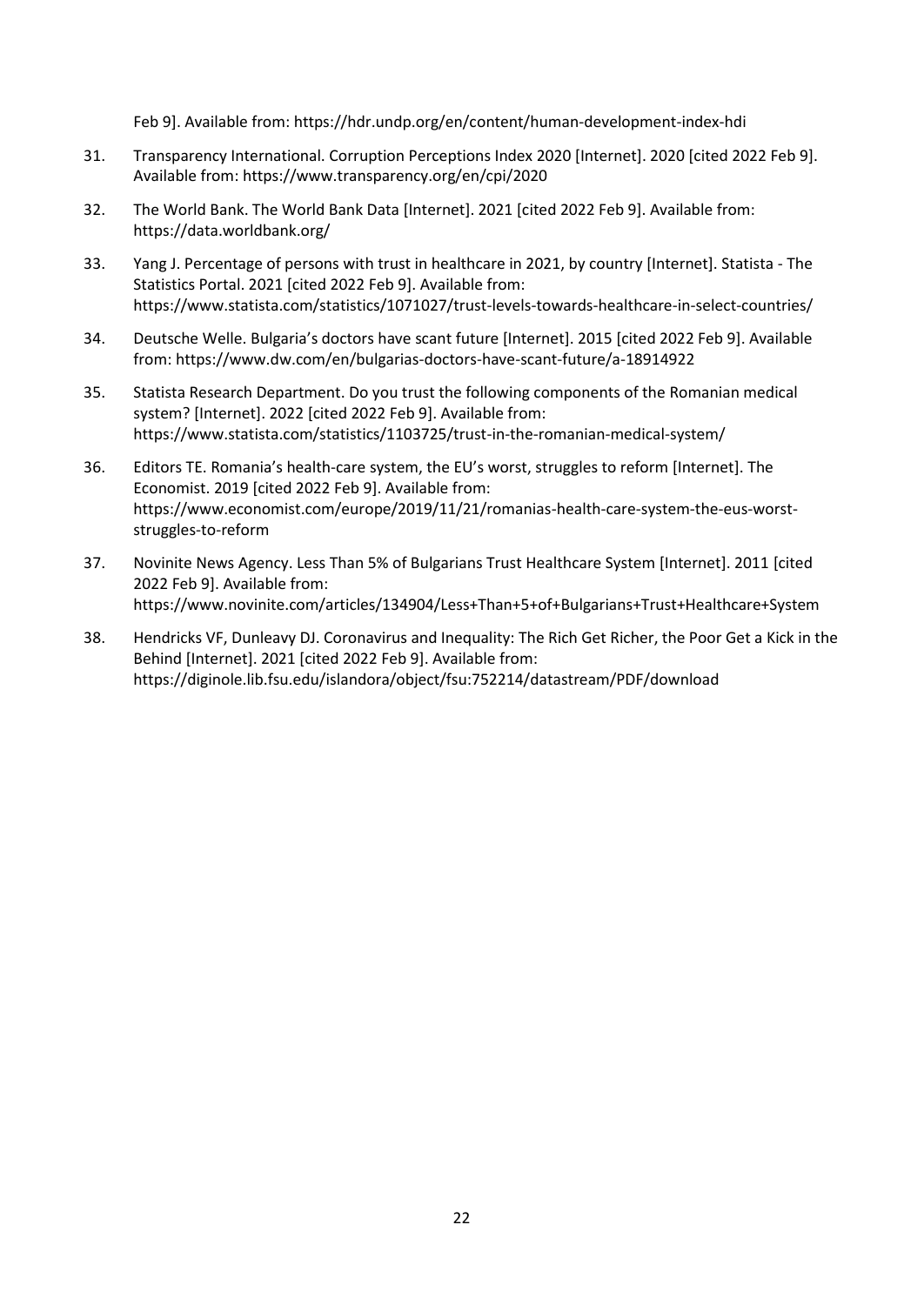Feb 9]. Available from: https://hdr.undp.org/en/content/human-development-index-hdi

31. Transparency International. Corruption Perceptions Index 2020 [Internet]. 2020 [cited 2022 Feb 9]. Available from: https://www.transparency.org/en/cpi/2020
32. The World Bank. The World Bank Data [Internet]. 2021 [cited 2022 Feb 9]. Available from: https://data.worldbank.org/
33. Yang J. Percentage of persons with trust in healthcare in 2021, by country [Internet]. Statista - The Statistics Portal. 2021 [cited 2022 Feb 9]. Available from: https://www.statista.com/statistics/1071027/trust-levels-towards-healthcare-in-select-countries/
34. Deutsche Welle. Bulgaria's doctors have scant future [Internet]. 2015 [cited 2022 Feb 9]. Available from: https://www.dw.com/en/bulgarias-doctors-have-scant-future/a-18914922
35. Statista Research Department. Do you trust the following components of the Romanian medical system? [Internet]. 2022 [cited 2022 Feb 9]. Available from: https://www.statista.com/statistics/1103725/trust-in-the-romanian-medical-system/
36. Editors TE. Romania's health-care system, the EU's worst, struggles to reform [Internet]. The Economist. 2019 [cited 2022 Feb 9]. Available from: https://www.economist.com/europe/2019/11/21/romanias-health-care-system-the-eus-worst-struggles-to-reform
37. Novinite News Agency. Less Than 5% of Bulgarians Trust Healthcare System [Internet]. 2011 [cited 2022 Feb 9]. Available from: https://www.novinite.com/articles/134904/Less+Than+5+of+Bulgarians+Trust+Healthcare+System
38. Hendricks VF, Dunleavy DJ. Coronavirus and Inequality: The Rich Get Richer, the Poor Get a Kick in the Behind [Internet]. 2021 [cited 2022 Feb 9]. Available from: https://diginole.lib.fsu.edu/islandora/object/fsu:752214/datastream/PDF/download